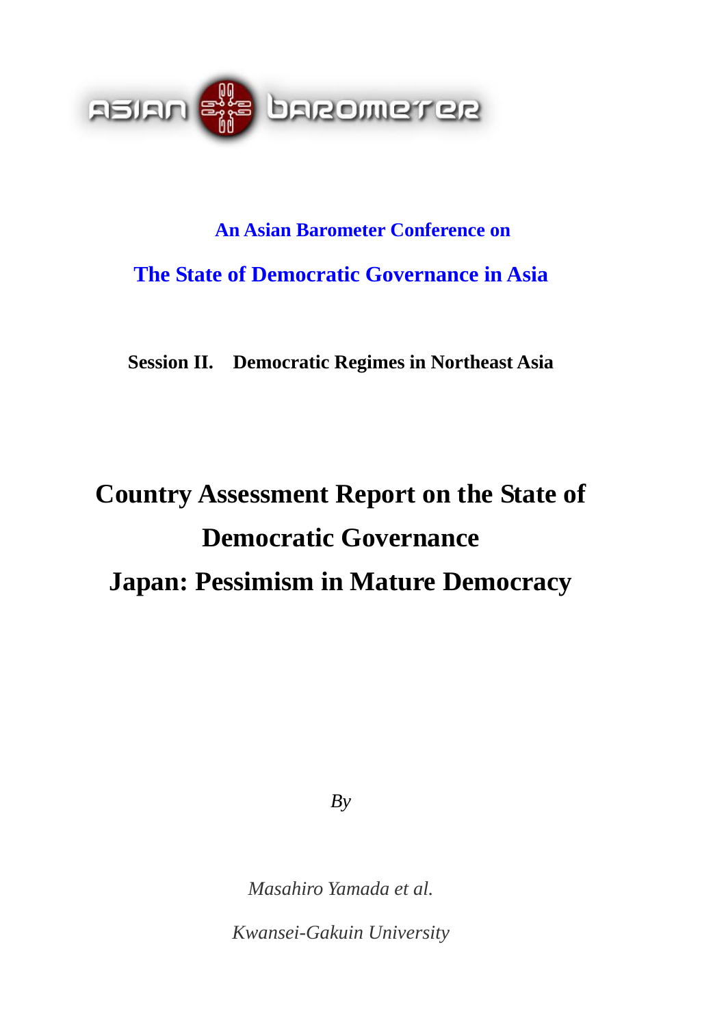ASIAN BAROMETER

**An Asian Barometer Conference on**

**The State of Democratic Governance in Asia**

**Session II. Democratic Regimes in Northeast Asia**

# Country Assessment Report on the State of Democratic Governance

# Japan: Pessimism in Mature Democracy

*By*

*Masahiro Yamada et al.*

*Kwansei-Gakuin University*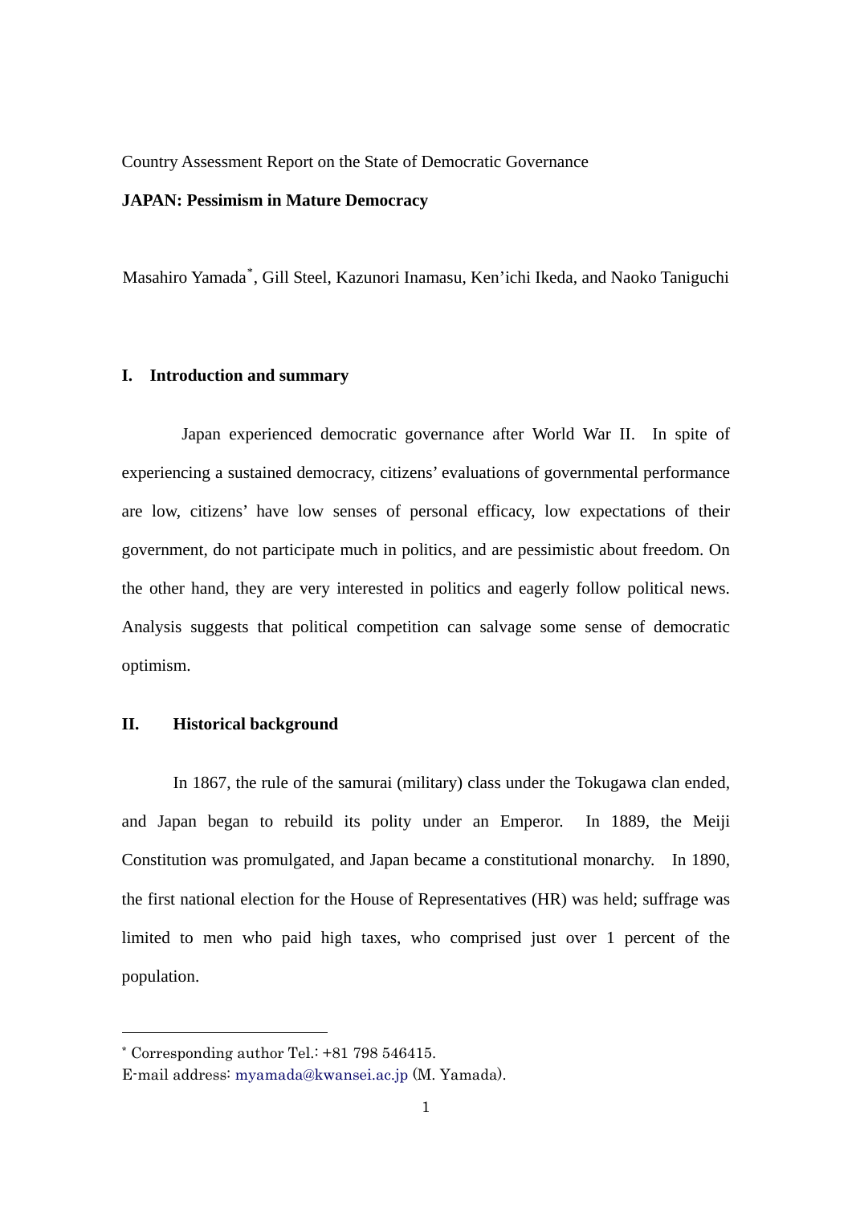Country Assessment Report on the State of Democratic Governance

**JAPAN: Pessimism in Mature Democracy**

Masahiro Yamada*, Gill Steel, Kazunori Inamasu, Ken'ichi Ikeda, and Naoko Taniguchi

## I. Introduction and summary

Japan experienced democratic governance after World War II. In spite of experiencing a sustained democracy, citizens' evaluations of governmental performance are low, citizens' have low senses of personal efficacy, low expectations of their government, do not participate much in politics, and are pessimistic about freedom. On the other hand, they are very interested in politics and eagerly follow political news. Analysis suggests that political competition can salvage some sense of democratic optimism.

## II. Historical background

In 1867, the rule of the samurai (military) class under the Tokugawa clan ended, and Japan began to rebuild its polity under an Emperor. In 1889, the Meiji Constitution was promulgated, and Japan became a constitutional monarchy. In 1890, the first national election for the House of Representatives (HR) was held; suffrage was limited to men who paid high taxes, who comprised just over 1 percent of the population.

---

* Corresponding author Tel.: +81 798 546415.
E-mail address: myamada@kwansei.ac.jp (M. Yamada).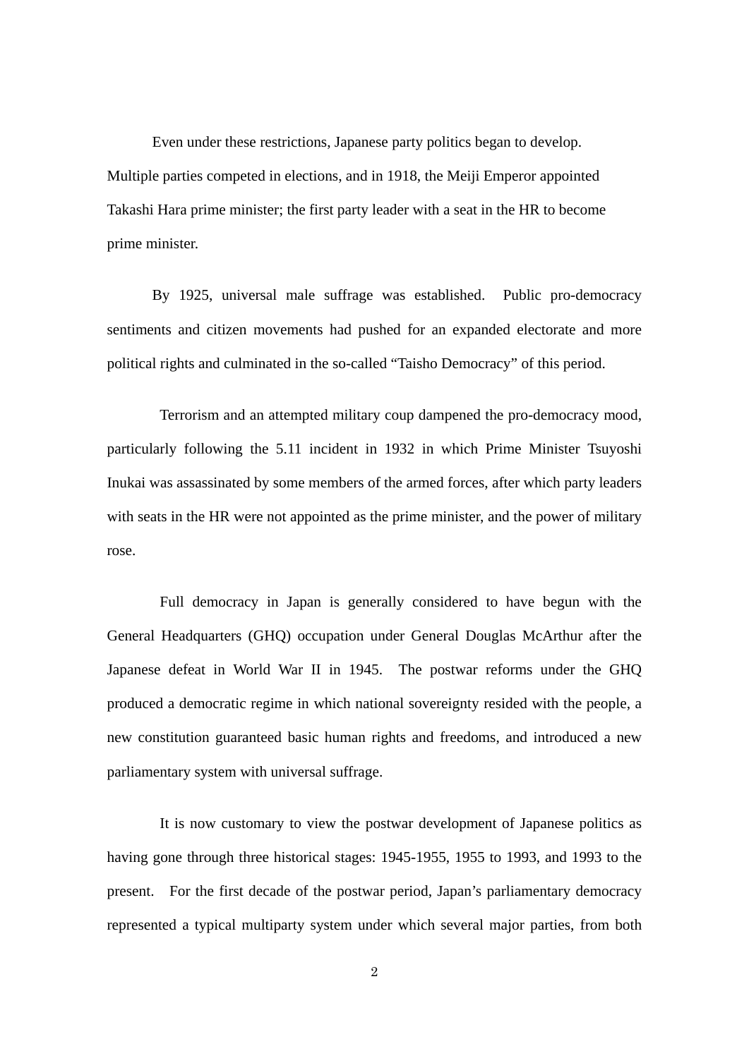Even under these restrictions, Japanese party politics began to develop. Multiple parties competed in elections, and in 1918, the Meiji Emperor appointed Takashi Hara prime minister; the first party leader with a seat in the HR to become prime minister.

By 1925, universal male suffrage was established. Public pro-democracy sentiments and citizen movements had pushed for an expanded electorate and more political rights and culminated in the so-called "Taisho Democracy" of this period.

Terrorism and an attempted military coup dampened the pro-democracy mood, particularly following the 5.11 incident in 1932 in which Prime Minister Tsuyoshi Inukai was assassinated by some members of the armed forces, after which party leaders with seats in the HR were not appointed as the prime minister, and the power of military rose.

Full democracy in Japan is generally considered to have begun with the General Headquarters (GHQ) occupation under General Douglas McArthur after the Japanese defeat in World War II in 1945. The postwar reforms under the GHQ produced a democratic regime in which national sovereignty resided with the people, a new constitution guaranteed basic human rights and freedoms, and introduced a new parliamentary system with universal suffrage.

It is now customary to view the postwar development of Japanese politics as having gone through three historical stages: 1945-1955, 1955 to 1993, and 1993 to the present. For the first decade of the postwar period, Japan's parliamentary democracy represented a typical multiparty system under which several major parties, from both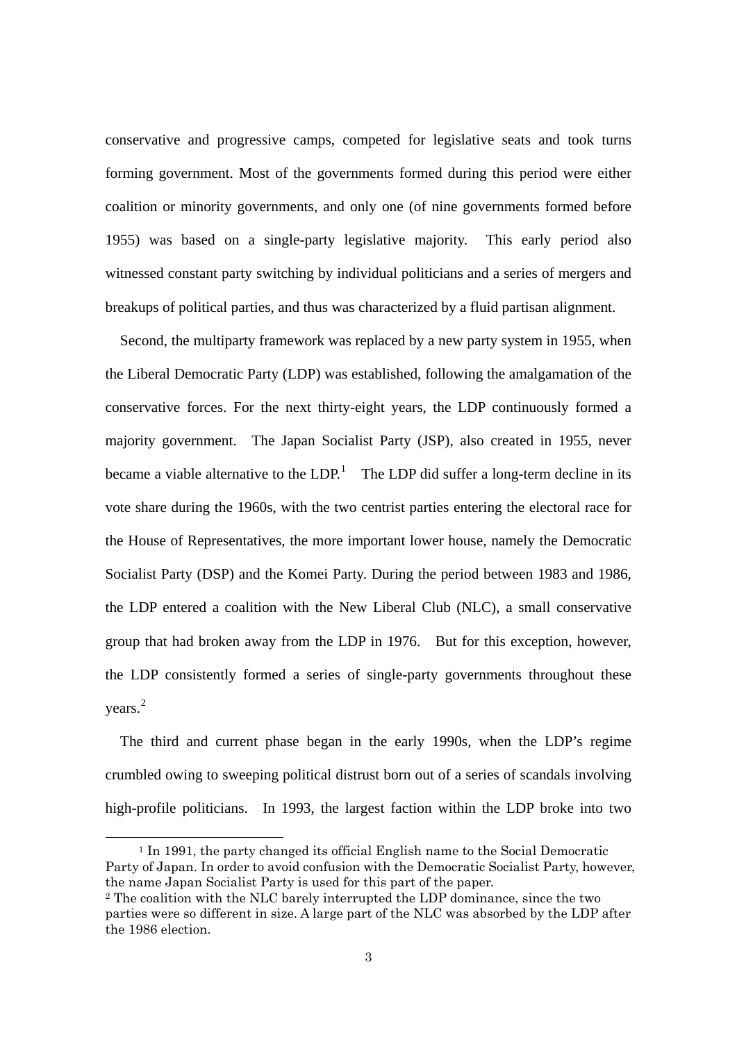conservative and progressive camps, competed for legislative seats and took turns forming government. Most of the governments formed during this period were either coalition or minority governments, and only one (of nine governments formed before 1955) was based on a single-party legislative majority. This early period also witnessed constant party switching by individual politicians and a series of mergers and breakups of political parties, and thus was characterized by a fluid partisan alignment.

Second, the multiparty framework was replaced by a new party system in 1955, when the Liberal Democratic Party (LDP) was established, following the amalgamation of the conservative forces. For the next thirty-eight years, the LDP continuously formed a majority government. The Japan Socialist Party (JSP), also created in 1955, never became a viable alternative to the LDP.[1] The LDP did suffer a long-term decline in its vote share during the 1960s, with the two centrist parties entering the electoral race for the House of Representatives, the more important lower house, namely the Democratic Socialist Party (DSP) and the Komei Party. During the period between 1983 and 1986, the LDP entered a coalition with the New Liberal Club (NLC), a small conservative group that had broken away from the LDP in 1976. But for this exception, however, the LDP consistently formed a series of single-party governments throughout these years.[2]

The third and current phase began in the early 1990s, when the LDP's regime crumbled owing to sweeping political distrust born out of a series of scandals involving high-profile politicians. In 1993, the largest faction within the LDP broke into two

---

[1] In 1991, the party changed its official English name to the Social Democratic Party of Japan. In order to avoid confusion with the Democratic Socialist Party, however, the name Japan Socialist Party is used for this part of the paper.

[2] The coalition with the NLC barely interrupted the LDP dominance, since the two parties were so different in size. A large part of the NLC was absorbed by the LDP after the 1986 election.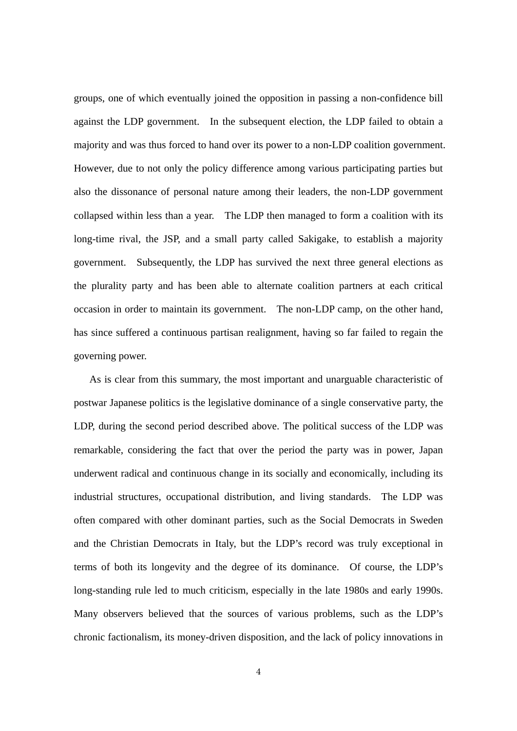groups, one of which eventually joined the opposition in passing a non-confidence bill against the LDP government. In the subsequent election, the LDP failed to obtain a majority and was thus forced to hand over its power to a non-LDP coalition government. However, due to not only the policy difference among various participating parties but also the dissonance of personal nature among their leaders, the non-LDP government collapsed within less than a year. The LDP then managed to form a coalition with its long-time rival, the JSP, and a small party called Sakigake, to establish a majority government. Subsequently, the LDP has survived the next three general elections as the plurality party and has been able to alternate coalition partners at each critical occasion in order to maintain its government. The non-LDP camp, on the other hand, has since suffered a continuous partisan realignment, having so far failed to regain the governing power.

As is clear from this summary, the most important and unarguable characteristic of postwar Japanese politics is the legislative dominance of a single conservative party, the LDP, during the second period described above. The political success of the LDP was remarkable, considering the fact that over the period the party was in power, Japan underwent radical and continuous change in its socially and economically, including its industrial structures, occupational distribution, and living standards. The LDP was often compared with other dominant parties, such as the Social Democrats in Sweden and the Christian Democrats in Italy, but the LDP's record was truly exceptional in terms of both its longevity and the degree of its dominance. Of course, the LDP's long-standing rule led to much criticism, especially in the late 1980s and early 1990s. Many observers believed that the sources of various problems, such as the LDP's chronic factionalism, its money-driven disposition, and the lack of policy innovations in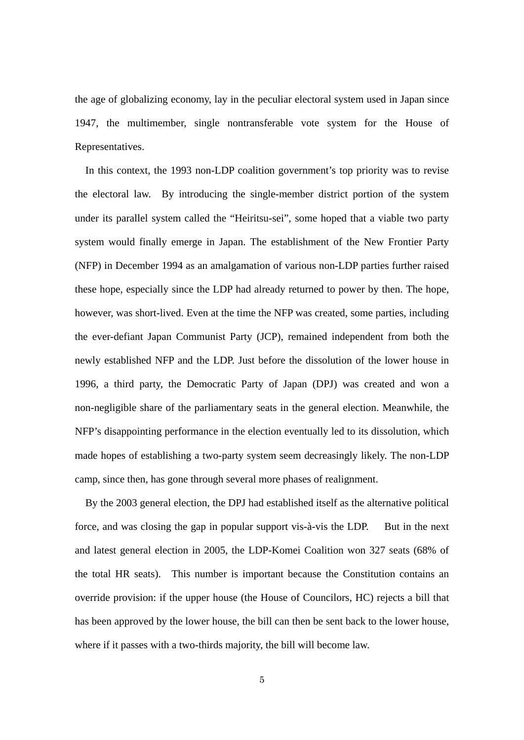the age of globalizing economy, lay in the peculiar electoral system used in Japan since 1947, the multimember, single nontransferable vote system for the House of Representatives.

In this context, the 1993 non-LDP coalition government's top priority was to revise the electoral law. By introducing the single-member district portion of the system under its parallel system called the "Heiritsu-sei", some hoped that a viable two party system would finally emerge in Japan. The establishment of the New Frontier Party (NFP) in December 1994 as an amalgamation of various non-LDP parties further raised these hope, especially since the LDP had already returned to power by then. The hope, however, was short-lived. Even at the time the NFP was created, some parties, including the ever-defiant Japan Communist Party (JCP), remained independent from both the newly established NFP and the LDP. Just before the dissolution of the lower house in 1996, a third party, the Democratic Party of Japan (DPJ) was created and won a non-negligible share of the parliamentary seats in the general election. Meanwhile, the NFP's disappointing performance in the election eventually led to its dissolution, which made hopes of establishing a two-party system seem decreasingly likely. The non-LDP camp, since then, has gone through several more phases of realignment.

By the 2003 general election, the DPJ had established itself as the alternative political force, and was closing the gap in popular support vis-à-vis the LDP. But in the next and latest general election in 2005, the LDP-Komei Coalition won 327 seats (68% of the total HR seats). This number is important because the Constitution contains an override provision: if the upper house (the House of Councilors, HC) rejects a bill that has been approved by the lower house, the bill can then be sent back to the lower house, where if it passes with a two-thirds majority, the bill will become law.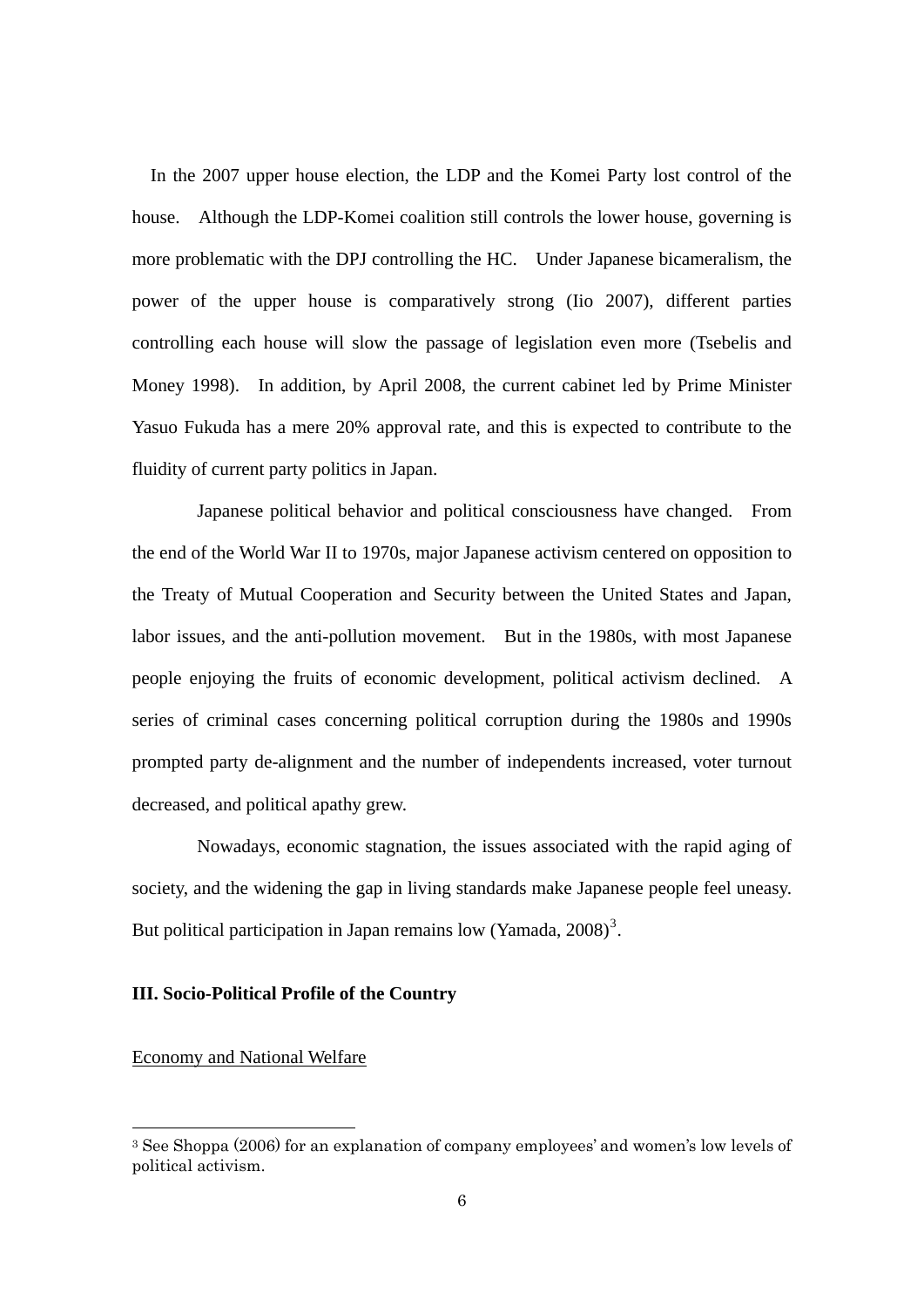In the 2007 upper house election, the LDP and the Komei Party lost control of the house. Although the LDP-Komei coalition still controls the lower house, governing is more problematic with the DPJ controlling the HC. Under Japanese bicameralism, the power of the upper house is comparatively strong (Iio 2007), different parties controlling each house will slow the passage of legislation even more (Tsebelis and Money 1998). In addition, by April 2008, the current cabinet led by Prime Minister Yasuo Fukuda has a mere 20% approval rate, and this is expected to contribute to the fluidity of current party politics in Japan.

Japanese political behavior and political consciousness have changed. From the end of the World War II to 1970s, major Japanese activism centered on opposition to the Treaty of Mutual Cooperation and Security between the United States and Japan, labor issues, and the anti-pollution movement. But in the 1980s, with most Japanese people enjoying the fruits of economic development, political activism declined. A series of criminal cases concerning political corruption during the 1980s and 1990s prompted party de-alignment and the number of independents increased, voter turnout decreased, and political apathy grew.

Nowadays, economic stagnation, the issues associated with the rapid aging of society, and the widening the gap in living standards make Japanese people feel uneasy. But political participation in Japan remains low (Yamada, 2008)[3].

**III. Socio-Political Profile of the Country**

Economy and National Welfare

---

[3] See Shoppa (2006) for an explanation of company employees' and women's low levels of political activism.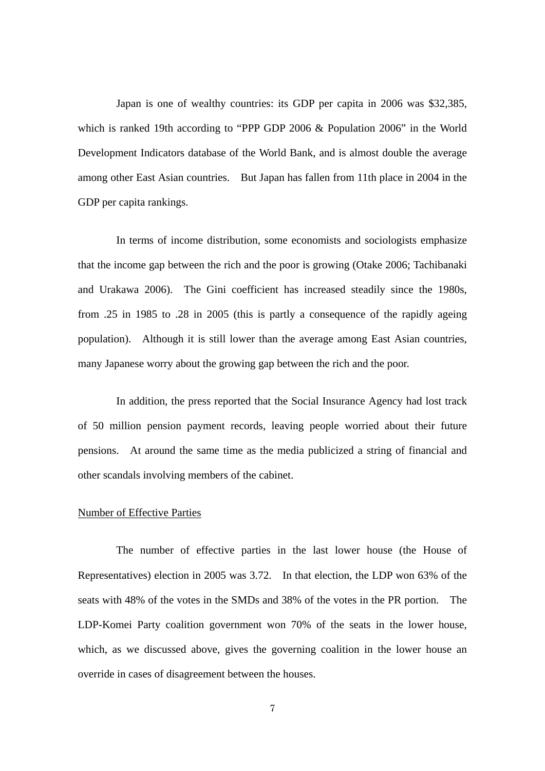Japan is one of wealthy countries: its GDP per capita in 2006 was $32,385, which is ranked 19th according to "PPP GDP 2006 & Population 2006" in the World Development Indicators database of the World Bank, and is almost double the average among other East Asian countries. But Japan has fallen from 11th place in 2004 in the GDP per capita rankings.

In terms of income distribution, some economists and sociologists emphasize that the income gap between the rich and the poor is growing (Otake 2006; Tachibanaki and Urakawa 2006). The Gini coefficient has increased steadily since the 1980s, from .25 in 1985 to .28 in 2005 (this is partly a consequence of the rapidly ageing population). Although it is still lower than the average among East Asian countries, many Japanese worry about the growing gap between the rich and the poor.

In addition, the press reported that the Social Insurance Agency had lost track of 50 million pension payment records, leaving people worried about their future pensions. At around the same time as the media publicized a string of financial and other scandals involving members of the cabinet.

Number of Effective Parties

The number of effective parties in the last lower house (the House of Representatives) election in 2005 was 3.72. In that election, the LDP won 63% of the seats with 48% of the votes in the SMDs and 38% of the votes in the PR portion. The LDP-Komei Party coalition government won 70% of the seats in the lower house, which, as we discussed above, gives the governing coalition in the lower house an override in cases of disagreement between the houses.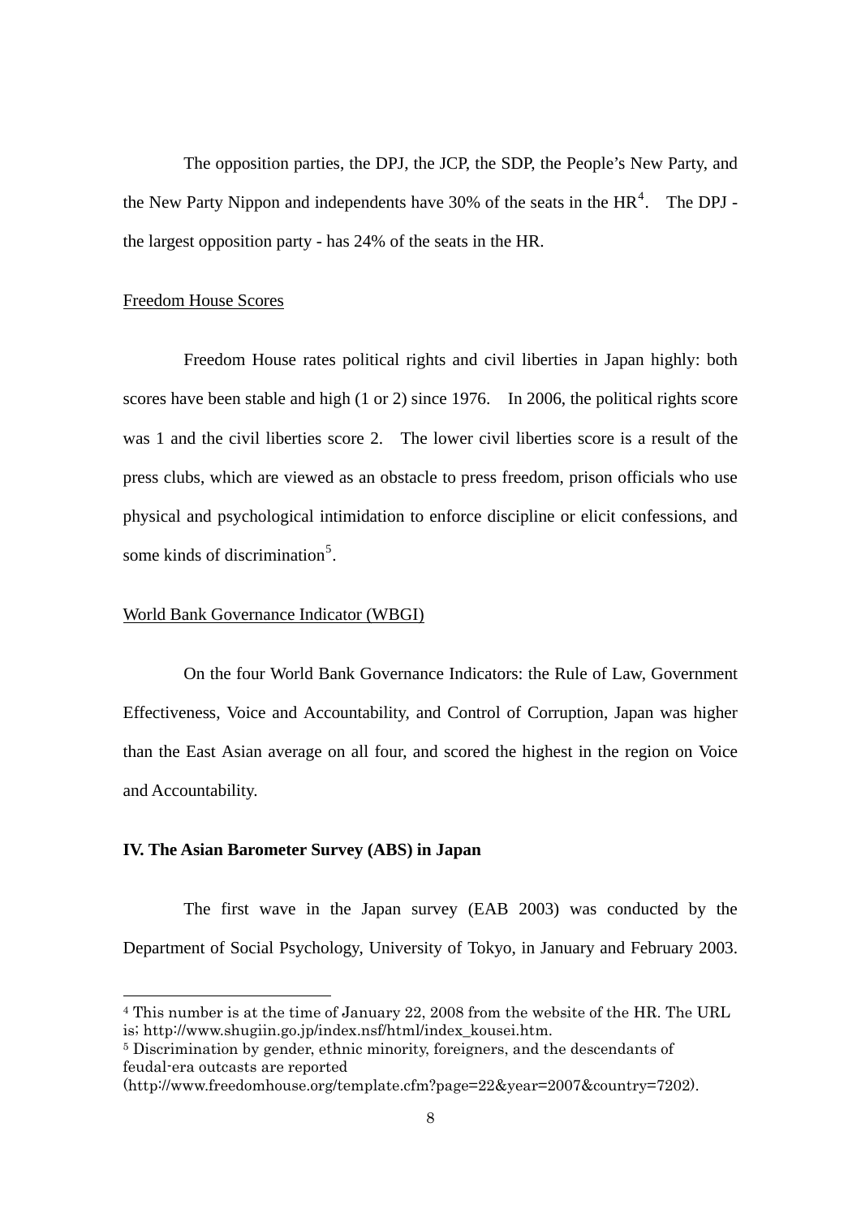The opposition parties, the DPJ, the JCP, the SDP, the People's New Party, and the New Party Nippon and independents have 30% of the seats in the HR[4]. The DPJ - the largest opposition party - has 24% of the seats in the HR.

Freedom House Scores

Freedom House rates political rights and civil liberties in Japan highly: both scores have been stable and high (1 or 2) since 1976. In 2006, the political rights score was 1 and the civil liberties score 2. The lower civil liberties score is a result of the press clubs, which are viewed as an obstacle to press freedom, prison officials who use physical and psychological intimidation to enforce discipline or elicit confessions, and some kinds of discrimination[5].

World Bank Governance Indicator (WBGI)

On the four World Bank Governance Indicators: the Rule of Law, Government Effectiveness, Voice and Accountability, and Control of Corruption, Japan was higher than the East Asian average on all four, and scored the highest in the region on Voice and Accountability.

**IV. The Asian Barometer Survey (ABS) in Japan**

The first wave in the Japan survey (EAB 2003) was conducted by the Department of Social Psychology, University of Tokyo, in January and February 2003.

---

[4] This number is at the time of January 22, 2008 from the website of the HR. The URL is; http://www.shugiin.go.jp/index.nsf/html/index_kousei.htm.

[5] Discrimination by gender, ethnic minority, foreigners, and the descendants of feudal-era outcasts are reported (http://www.freedomhouse.org/template.cfm?page=22&year=2007&country=7202).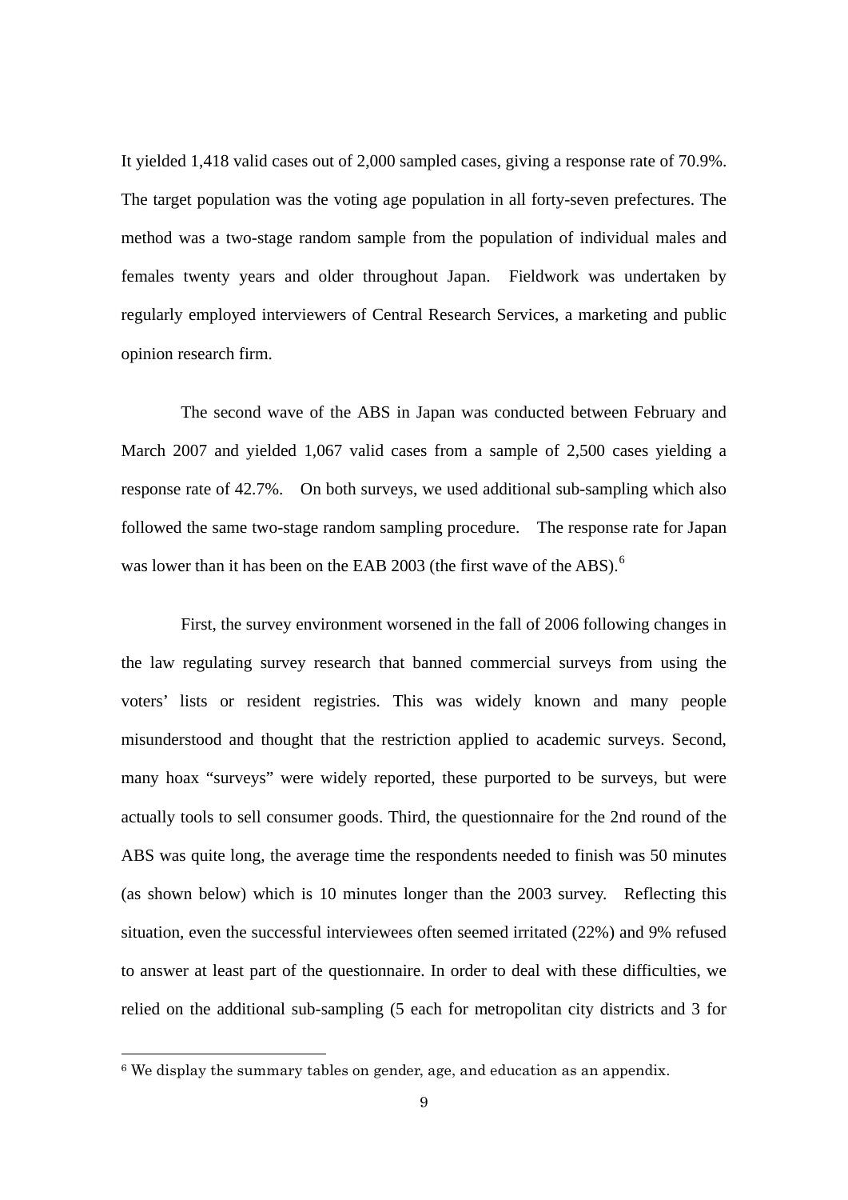It yielded 1,418 valid cases out of 2,000 sampled cases, giving a response rate of 70.9%. The target population was the voting age population in all forty-seven prefectures. The method was a two-stage random sample from the population of individual males and females twenty years and older throughout Japan. Fieldwork was undertaken by regularly employed interviewers of Central Research Services, a marketing and public opinion research firm.

The second wave of the ABS in Japan was conducted between February and March 2007 and yielded 1,067 valid cases from a sample of 2,500 cases yielding a response rate of 42.7%. On both surveys, we used additional sub-sampling which also followed the same two-stage random sampling procedure. The response rate for Japan was lower than it has been on the EAB 2003 (the first wave of the ABS).[6]

First, the survey environment worsened in the fall of 2006 following changes in the law regulating survey research that banned commercial surveys from using the voters' lists or resident registries. This was widely known and many people misunderstood and thought that the restriction applied to academic surveys. Second, many hoax "surveys" were widely reported, these purported to be surveys, but were actually tools to sell consumer goods. Third, the questionnaire for the 2nd round of the ABS was quite long, the average time the respondents needed to finish was 50 minutes (as shown below) which is 10 minutes longer than the 2003 survey. Reflecting this situation, even the successful interviewees often seemed irritated (22%) and 9% refused to answer at least part of the questionnaire. In order to deal with these difficulties, we relied on the additional sub-sampling (5 each for metropolitan city districts and 3 for

[6] We display the summary tables on gender, age, and education as an appendix.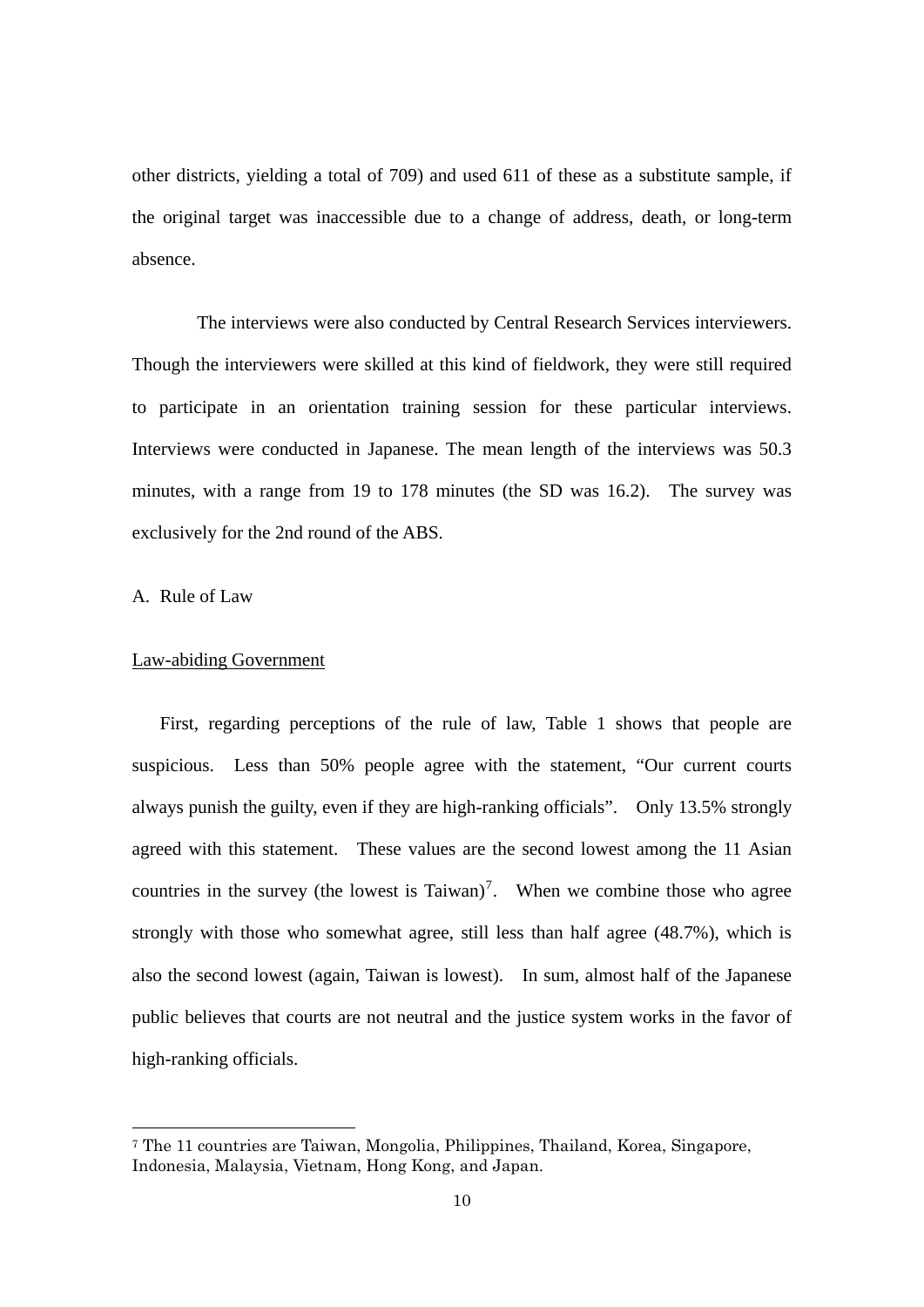other districts, yielding a total of 709) and used 611 of these as a substitute sample, if the original target was inaccessible due to a change of address, death, or long-term absence.

The interviews were also conducted by Central Research Services interviewers. Though the interviewers were skilled at this kind of fieldwork, they were still required to participate in an orientation training session for these particular interviews. Interviews were conducted in Japanese. The mean length of the interviews was 50.3 minutes, with a range from 19 to 178 minutes (the SD was 16.2). The survey was exclusively for the 2nd round of the ABS.

A. Rule of Law

<u>Law-abiding Government</u>

First, regarding perceptions of the rule of law, Table 1 shows that people are suspicious. Less than 50% people agree with the statement, "Our current courts always punish the guilty, even if they are high-ranking officials". Only 13.5% strongly agreed with this statement. These values are the second lowest among the 11 Asian countries in the survey (the lowest is Taiwan)[7]. When we combine those who agree strongly with those who somewhat agree, still less than half agree (48.7%), which is also the second lowest (again, Taiwan is lowest). In sum, almost half of the Japanese public believes that courts are not neutral and the justice system works in the favor of high-ranking officials.

[7] The 11 countries are Taiwan, Mongolia, Philippines, Thailand, Korea, Singapore, Indonesia, Malaysia, Vietnam, Hong Kong, and Japan.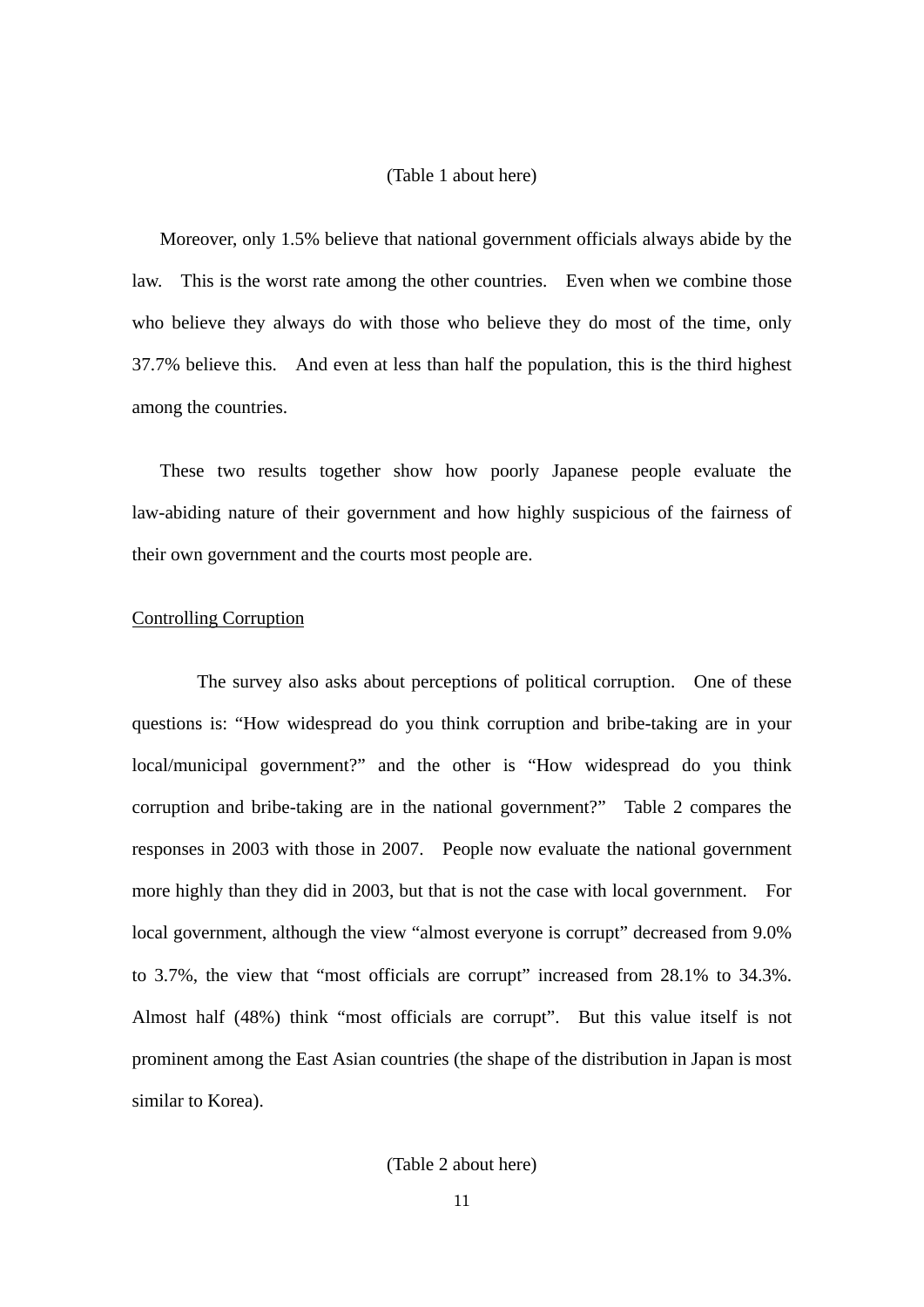(Table 1 about here)

Moreover, only 1.5% believe that national government officials always abide by the law. This is the worst rate among the other countries. Even when we combine those who believe they always do with those who believe they do most of the time, only 37.7% believe this. And even at less than half the population, this is the third highest among the countries.

These two results together show how poorly Japanese people evaluate the law-abiding nature of their government and how highly suspicious of the fairness of their own government and the courts most people are.

<u>Controlling Corruption</u>

The survey also asks about perceptions of political corruption. One of these questions is: "How widespread do you think corruption and bribe-taking are in your local/municipal government?" and the other is "How widespread do you think corruption and bribe-taking are in the national government?" Table 2 compares the responses in 2003 with those in 2007. People now evaluate the national government more highly than they did in 2003, but that is not the case with local government. For local government, although the view "almost everyone is corrupt" decreased from 9.0% to 3.7%, the view that "most officials are corrupt" increased from 28.1% to 34.3%. Almost half (48%) think "most officials are corrupt". But this value itself is not prominent among the East Asian countries (the shape of the distribution in Japan is most similar to Korea).

(Table 2 about here)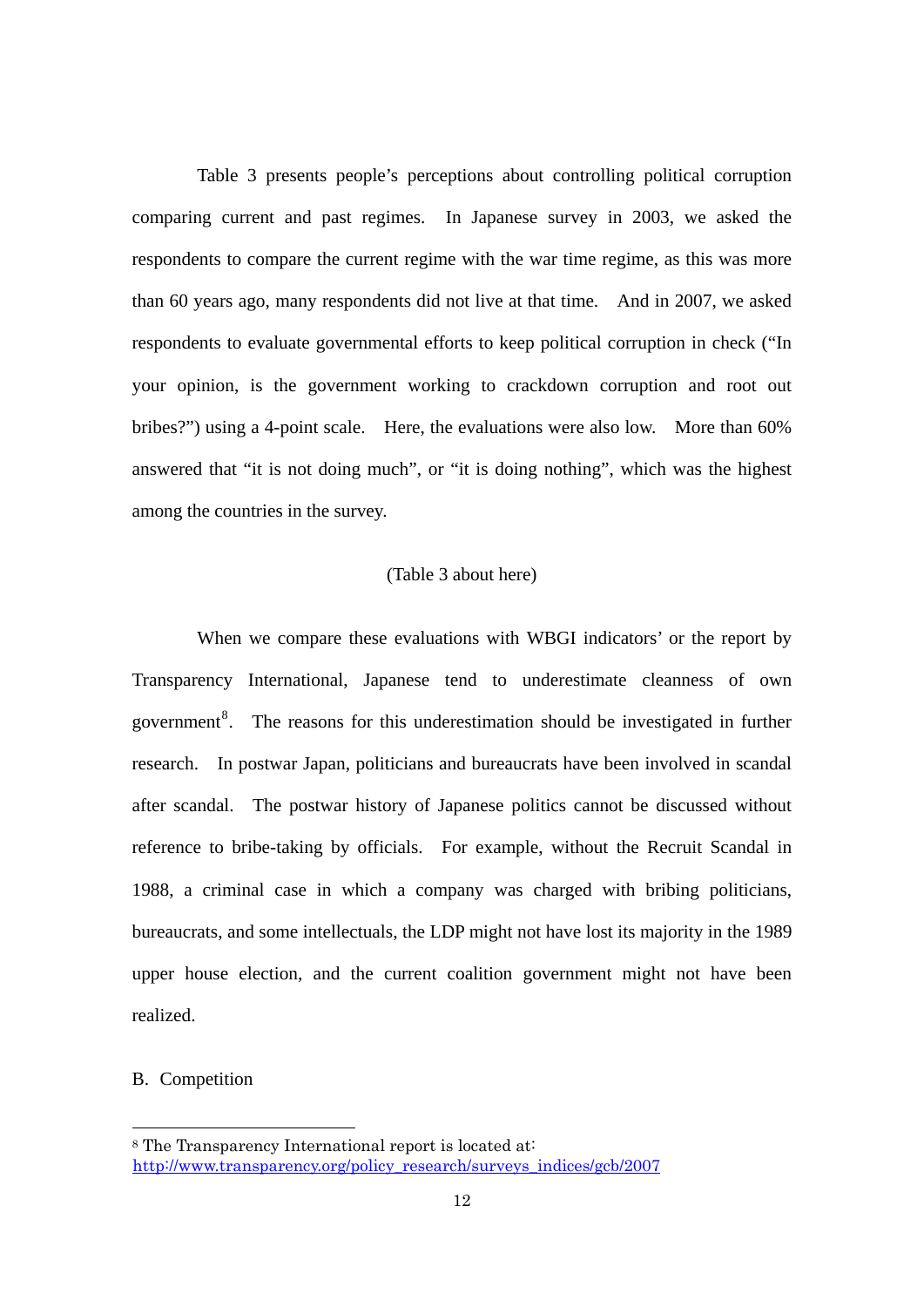Table 3 presents people's perceptions about controlling political corruption comparing current and past regimes. In Japanese survey in 2003, we asked the respondents to compare the current regime with the war time regime, as this was more than 60 years ago, many respondents did not live at that time. And in 2007, we asked respondents to evaluate governmental efforts to keep political corruption in check ("In your opinion, is the government working to crackdown corruption and root out bribes?") using a 4-point scale. Here, the evaluations were also low. More than 60% answered that "it is not doing much", or "it is doing nothing", which was the highest among the countries in the survey.

(Table 3 about here)

When we compare these evaluations with WBGI indicators' or the report by Transparency International, Japanese tend to underestimate cleanness of own government[8]. The reasons for this underestimation should be investigated in further research. In postwar Japan, politicians and bureaucrats have been involved in scandal after scandal. The postwar history of Japanese politics cannot be discussed without reference to bribe-taking by officials. For example, without the Recruit Scandal in 1988, a criminal case in which a company was charged with bribing politicians, bureaucrats, and some intellectuals, the LDP might not have lost its majority in the 1989 upper house election, and the current coalition government might not have been realized.

## B. Competition

---

[8] The Transparency International report is located at: http://www.transparency.org/policy_research/surveys_indices/gcb/2007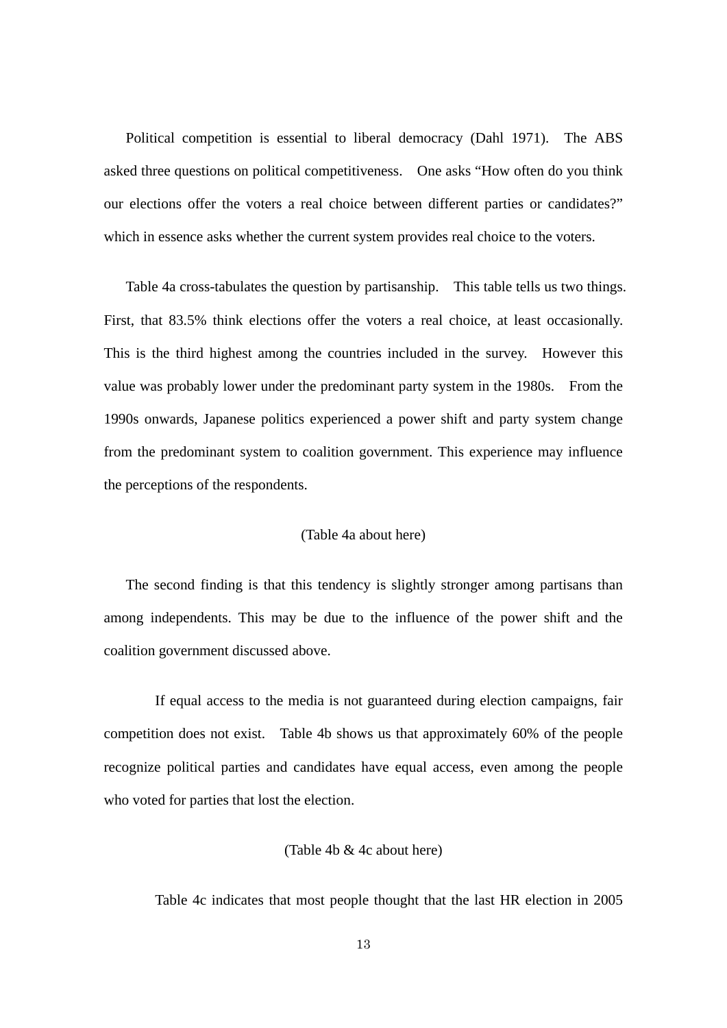Political competition is essential to liberal democracy (Dahl 1971). The ABS asked three questions on political competitiveness. One asks "How often do you think our elections offer the voters a real choice between different parties or candidates?" which in essence asks whether the current system provides real choice to the voters.

Table 4a cross-tabulates the question by partisanship. This table tells us two things. First, that 83.5% think elections offer the voters a real choice, at least occasionally. This is the third highest among the countries included in the survey. However this value was probably lower under the predominant party system in the 1980s. From the 1990s onwards, Japanese politics experienced a power shift and party system change from the predominant system to coalition government. This experience may influence the perceptions of the respondents.

(Table 4a about here)

The second finding is that this tendency is slightly stronger among partisans than among independents. This may be due to the influence of the power shift and the coalition government discussed above.

If equal access to the media is not guaranteed during election campaigns, fair competition does not exist. Table 4b shows us that approximately 60% of the people recognize political parties and candidates have equal access, even among the people who voted for parties that lost the election.

(Table 4b & 4c about here)

Table 4c indicates that most people thought that the last HR election in 2005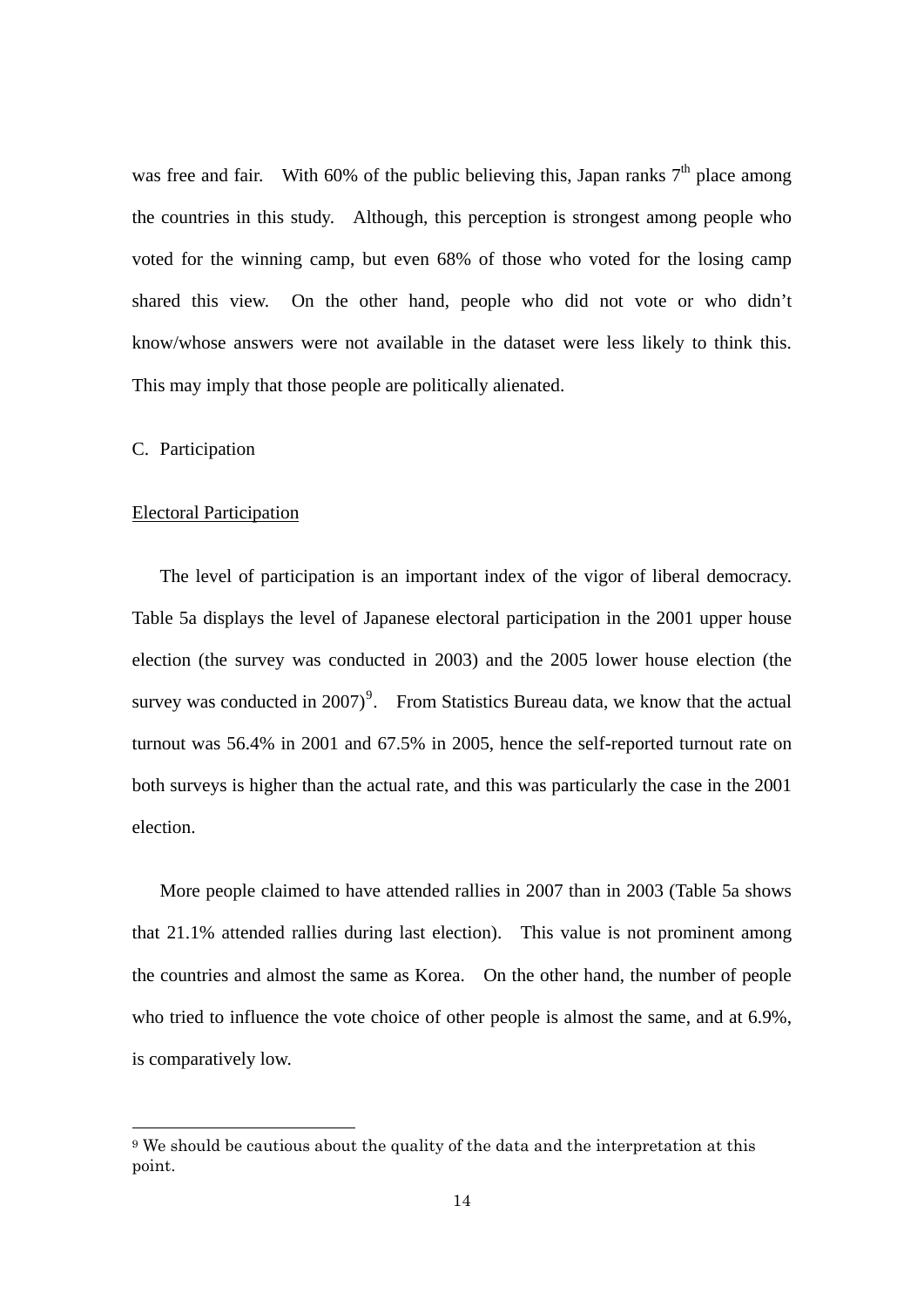was free and fair. With 60% of the public believing this, Japan ranks 7th place among the countries in this study. Although, this perception is strongest among people who voted for the winning camp, but even 68% of those who voted for the losing camp shared this view. On the other hand, people who did not vote or who didn't know/whose answers were not available in the dataset were less likely to think this. This may imply that those people are politically alienated.

C. Participation

<u>Electoral Participation</u>

The level of participation is an important index of the vigor of liberal democracy. Table 5a displays the level of Japanese electoral participation in the 2001 upper house election (the survey was conducted in 2003) and the 2005 lower house election (the survey was conducted in 2007)[9]. From Statistics Bureau data, we know that the actual turnout was 56.4% in 2001 and 67.5% in 2005, hence the self-reported turnout rate on both surveys is higher than the actual rate, and this was particularly the case in the 2001 election.

More people claimed to have attended rallies in 2007 than in 2003 (Table 5a shows that 21.1% attended rallies during last election). This value is not prominent among the countries and almost the same as Korea. On the other hand, the number of people who tried to influence the vote choice of other people is almost the same, and at 6.9%, is comparatively low.

---

[9] We should be cautious about the quality of the data and the interpretation at this point.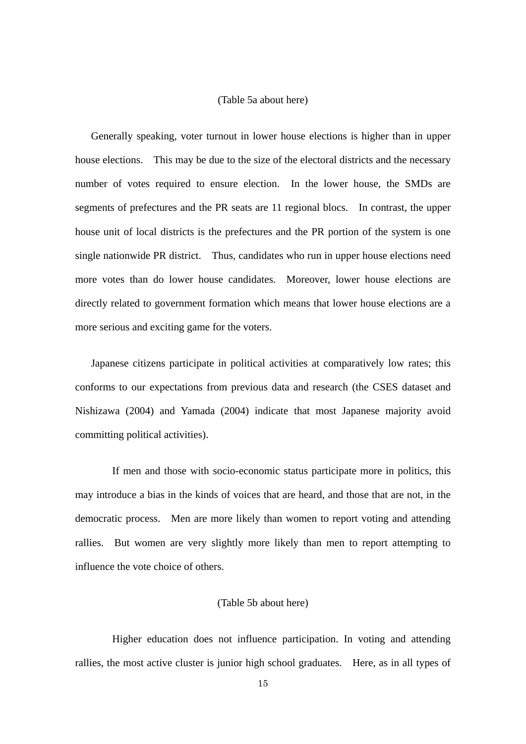(Table 5a about here)

Generally speaking, voter turnout in lower house elections is higher than in upper house elections. This may be due to the size of the electoral districts and the necessary number of votes required to ensure election. In the lower house, the SMDs are segments of prefectures and the PR seats are 11 regional blocs. In contrast, the upper house unit of local districts is the prefectures and the PR portion of the system is one single nationwide PR district. Thus, candidates who run in upper house elections need more votes than do lower house candidates. Moreover, lower house elections are directly related to government formation which means that lower house elections are a more serious and exciting game for the voters.

Japanese citizens participate in political activities at comparatively low rates; this conforms to our expectations from previous data and research (the CSES dataset and Nishizawa (2004) and Yamada (2004) indicate that most Japanese majority avoid committing political activities).

If men and those with socio-economic status participate more in politics, this may introduce a bias in the kinds of voices that are heard, and those that are not, in the democratic process. Men are more likely than women to report voting and attending rallies. But women are very slightly more likely than men to report attempting to influence the vote choice of others.

(Table 5b about here)

Higher education does not influence participation. In voting and attending rallies, the most active cluster is junior high school graduates. Here, as in all types of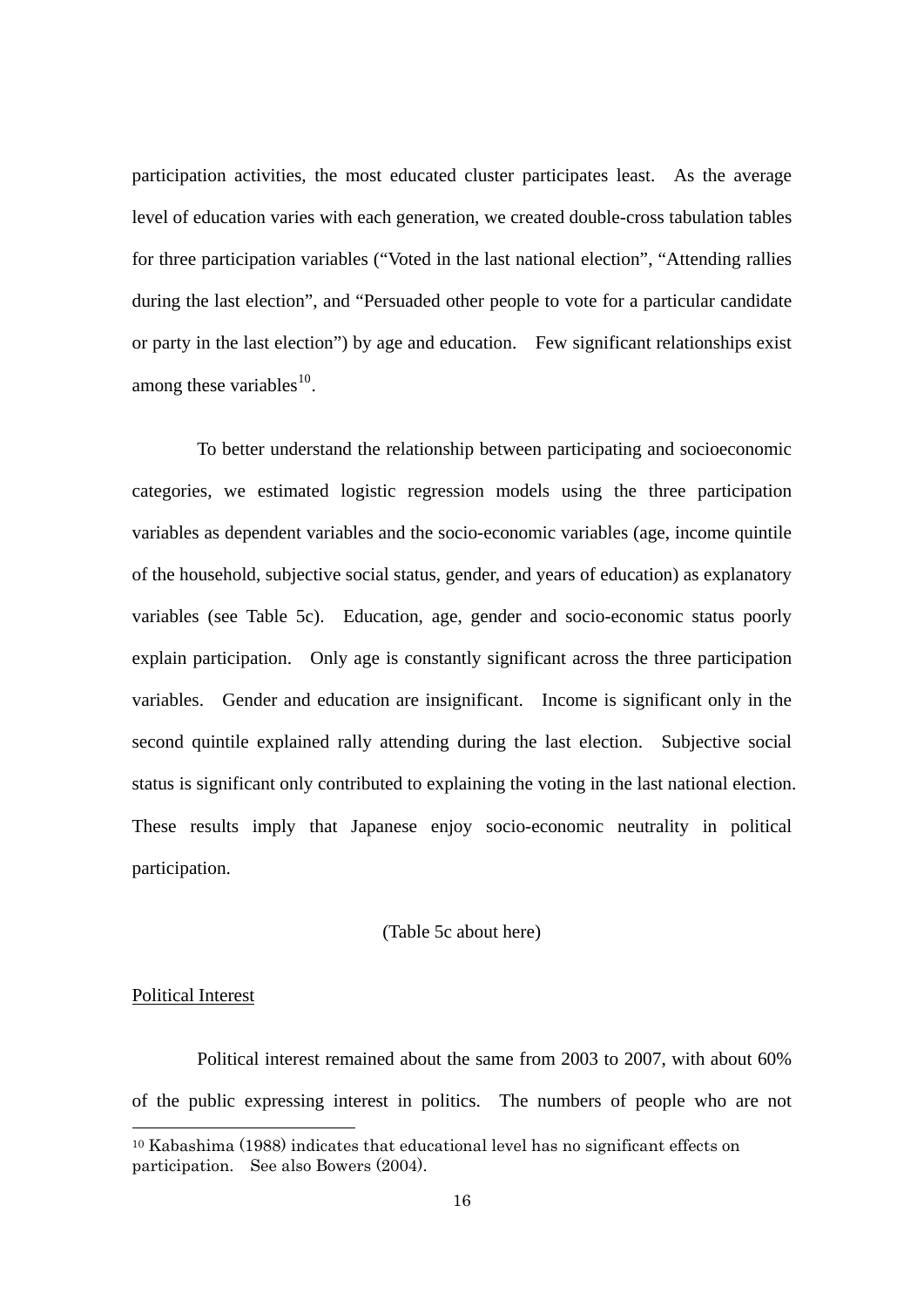participation activities, the most educated cluster participates least. As the average level of education varies with each generation, we created double-cross tabulation tables for three participation variables ("Voted in the last national election", "Attending rallies during the last election", and "Persuaded other people to vote for a particular candidate or party in the last election") by age and education. Few significant relationships exist among these variables[10].

To better understand the relationship between participating and socioeconomic categories, we estimated logistic regression models using the three participation variables as dependent variables and the socio-economic variables (age, income quintile of the household, subjective social status, gender, and years of education) as explanatory variables (see Table 5c). Education, age, gender and socio-economic status poorly explain participation. Only age is constantly significant across the three participation variables. Gender and education are insignificant. Income is significant only in the second quintile explained rally attending during the last election. Subjective social status is significant only contributed to explaining the voting in the last national election. These results imply that Japanese enjoy socio-economic neutrality in political participation.

(Table 5c about here)

<u>Political Interest</u>

Political interest remained about the same from 2003 to 2007, with about 60% of the public expressing interest in politics. The numbers of people who are not

---

[10] Kabashima (1988) indicates that educational level has no significant effects on participation. See also Bowers (2004).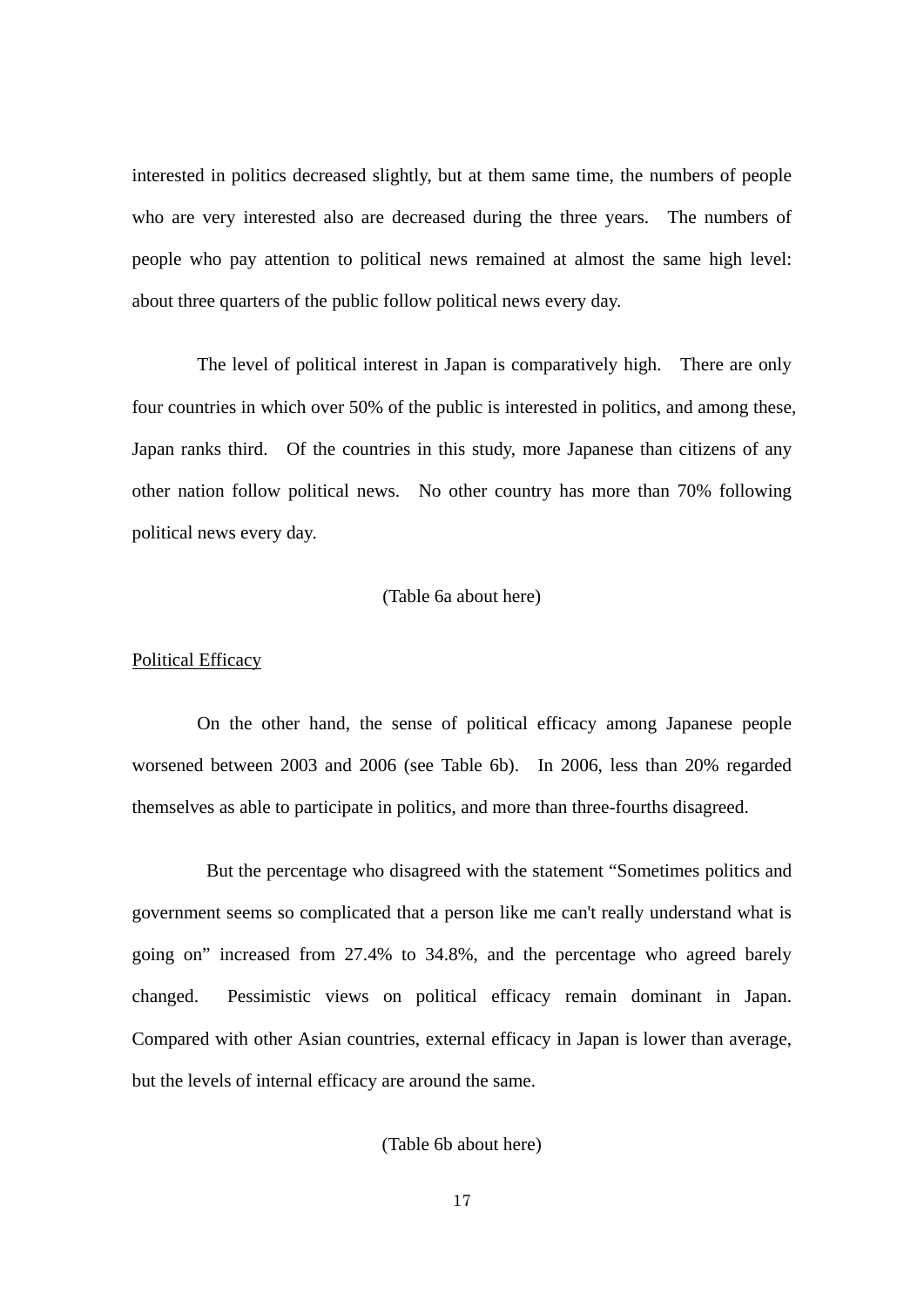interested in politics decreased slightly, but at them same time, the numbers of people who are very interested also are decreased during the three years. The numbers of people who pay attention to political news remained at almost the same high level: about three quarters of the public follow political news every day.

The level of political interest in Japan is comparatively high. There are only four countries in which over 50% of the public is interested in politics, and among these, Japan ranks third. Of the countries in this study, more Japanese than citizens of any other nation follow political news. No other country has more than 70% following political news every day.

(Table 6a about here)

<u>Political Efficacy</u>

On the other hand, the sense of political efficacy among Japanese people worsened between 2003 and 2006 (see Table 6b). In 2006, less than 20% regarded themselves as able to participate in politics, and more than three-fourths disagreed.

But the percentage who disagreed with the statement "Sometimes politics and government seems so complicated that a person like me can't really understand what is going on" increased from 27.4% to 34.8%, and the percentage who agreed barely changed. Pessimistic views on political efficacy remain dominant in Japan. Compared with other Asian countries, external efficacy in Japan is lower than average, but the levels of internal efficacy are around the same.

(Table 6b about here)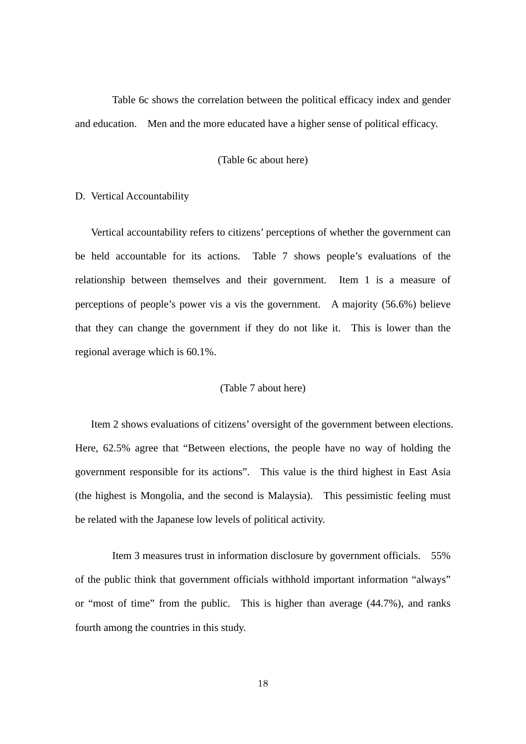Table 6c shows the correlation between the political efficacy index and gender and education. Men and the more educated have a higher sense of political efficacy.

(Table 6c about here)

## D. Vertical Accountability

Vertical accountability refers to citizens' perceptions of whether the government can be held accountable for its actions. Table 7 shows people's evaluations of the relationship between themselves and their government. Item 1 is a measure of perceptions of people's power vis a vis the government. A majority (56.6%) believe that they can change the government if they do not like it. This is lower than the regional average which is 60.1%.

(Table 7 about here)

Item 2 shows evaluations of citizens' oversight of the government between elections. Here, 62.5% agree that "Between elections, the people have no way of holding the government responsible for its actions". This value is the third highest in East Asia (the highest is Mongolia, and the second is Malaysia). This pessimistic feeling must be related with the Japanese low levels of political activity.

Item 3 measures trust in information disclosure by government officials. 55% of the public think that government officials withhold important information "always" or "most of time" from the public. This is higher than average (44.7%), and ranks fourth among the countries in this study.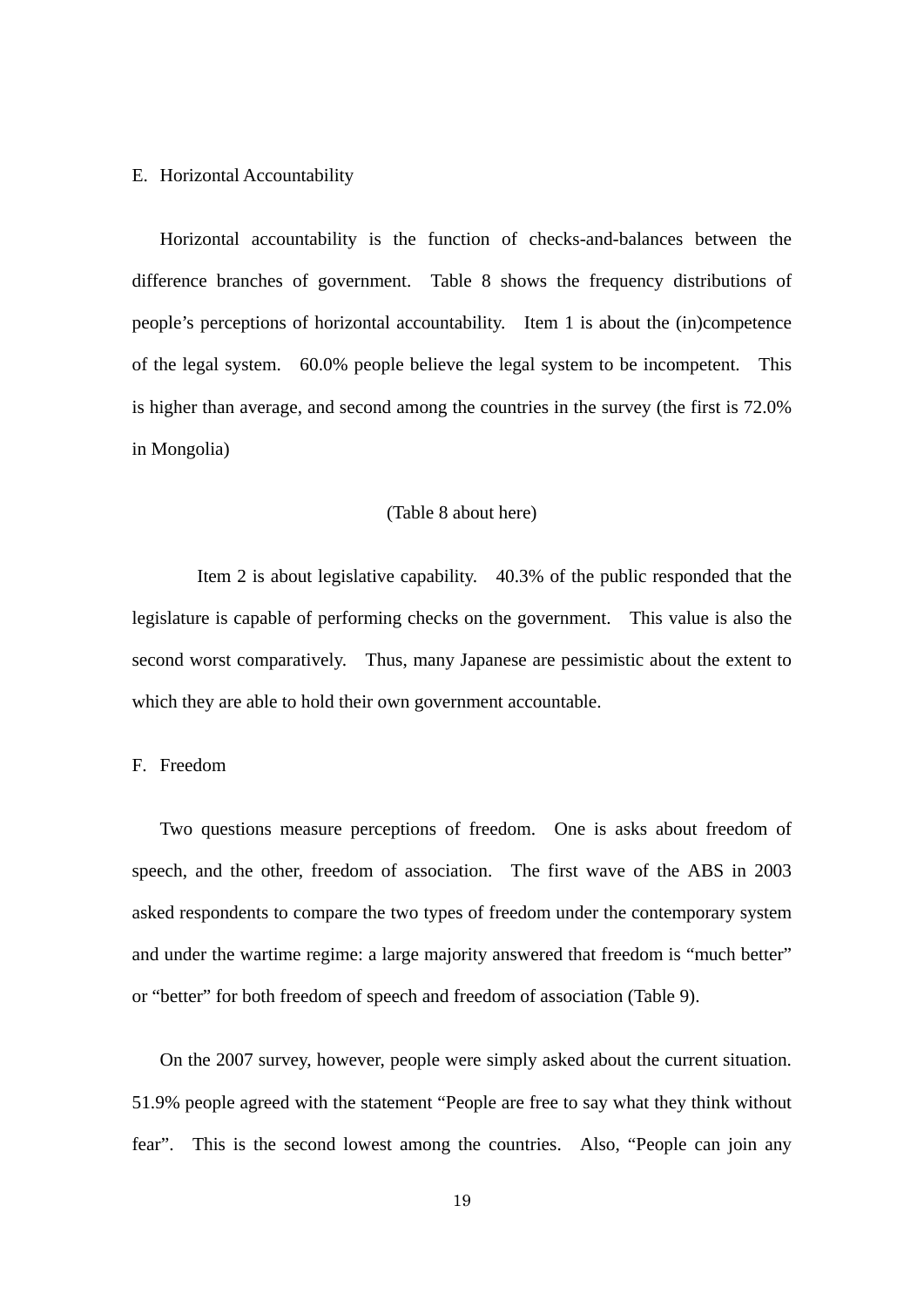## E. Horizontal Accountability

Horizontal accountability is the function of checks-and-balances between the difference branches of government. Table 8 shows the frequency distributions of people's perceptions of horizontal accountability. Item 1 is about the (in)competence of the legal system. 60.0% people believe the legal system to be incompetent. This is higher than average, and second among the countries in the survey (the first is 72.0% in Mongolia)

(Table 8 about here)

Item 2 is about legislative capability. 40.3% of the public responded that the legislature is capable of performing checks on the government. This value is also the second worst comparatively. Thus, many Japanese are pessimistic about the extent to which they are able to hold their own government accountable.

## F. Freedom

Two questions measure perceptions of freedom. One is asks about freedom of speech, and the other, freedom of association. The first wave of the ABS in 2003 asked respondents to compare the two types of freedom under the contemporary system and under the wartime regime: a large majority answered that freedom is "much better" or "better" for both freedom of speech and freedom of association (Table 9).

On the 2007 survey, however, people were simply asked about the current situation. 51.9% people agreed with the statement "People are free to say what they think without fear". This is the second lowest among the countries. Also, "People can join any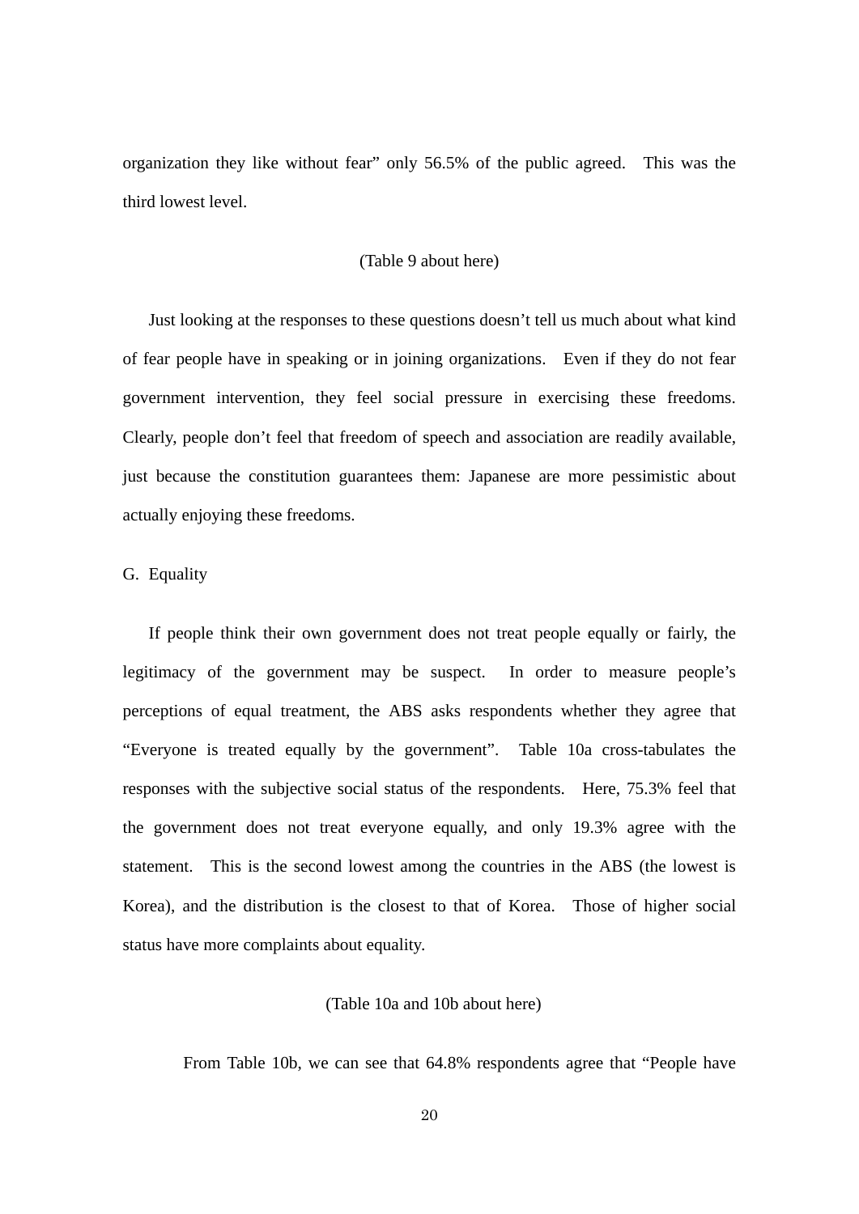organization they like without fear" only 56.5% of the public agreed. This was the third lowest level.

(Table 9 about here)

Just looking at the responses to these questions doesn't tell us much about what kind of fear people have in speaking or in joining organizations. Even if they do not fear government intervention, they feel social pressure in exercising these freedoms. Clearly, people don't feel that freedom of speech and association are readily available, just because the constitution guarantees them: Japanese are more pessimistic about actually enjoying these freedoms.

## G. Equality

If people think their own government does not treat people equally or fairly, the legitimacy of the government may be suspect. In order to measure people's perceptions of equal treatment, the ABS asks respondents whether they agree that "Everyone is treated equally by the government". Table 10a cross-tabulates the responses with the subjective social status of the respondents. Here, 75.3% feel that the government does not treat everyone equally, and only 19.3% agree with the statement. This is the second lowest among the countries in the ABS (the lowest is Korea), and the distribution is the closest to that of Korea. Those of higher social status have more complaints about equality.

(Table 10a and 10b about here)

From Table 10b, we can see that 64.8% respondents agree that "People have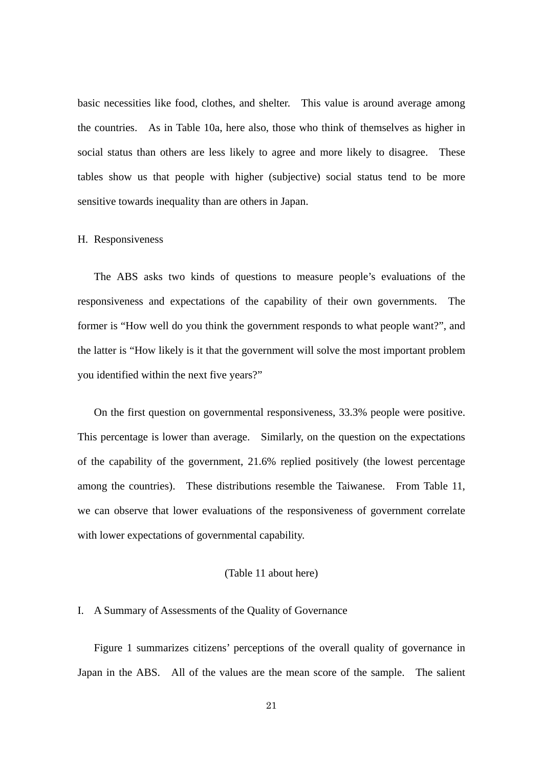basic necessities like food, clothes, and shelter. This value is around average among the countries. As in Table 10a, here also, those who think of themselves as higher in social status than others are less likely to agree and more likely to disagree. These tables show us that people with higher (subjective) social status tend to be more sensitive towards inequality than are others in Japan.

## H. Responsiveness

The ABS asks two kinds of questions to measure people's evaluations of the responsiveness and expectations of the capability of their own governments. The former is "How well do you think the government responds to what people want?", and the latter is "How likely is it that the government will solve the most important problem you identified within the next five years?"

On the first question on governmental responsiveness, 33.3% people were positive. This percentage is lower than average. Similarly, on the question on the expectations of the capability of the government, 21.6% replied positively (the lowest percentage among the countries). These distributions resemble the Taiwanese. From Table 11, we can observe that lower evaluations of the responsiveness of government correlate with lower expectations of governmental capability.

(Table 11 about here)

## I. A Summary of Assessments of the Quality of Governance

Figure 1 summarizes citizens' perceptions of the overall quality of governance in Japan in the ABS. All of the values are the mean score of the sample. The salient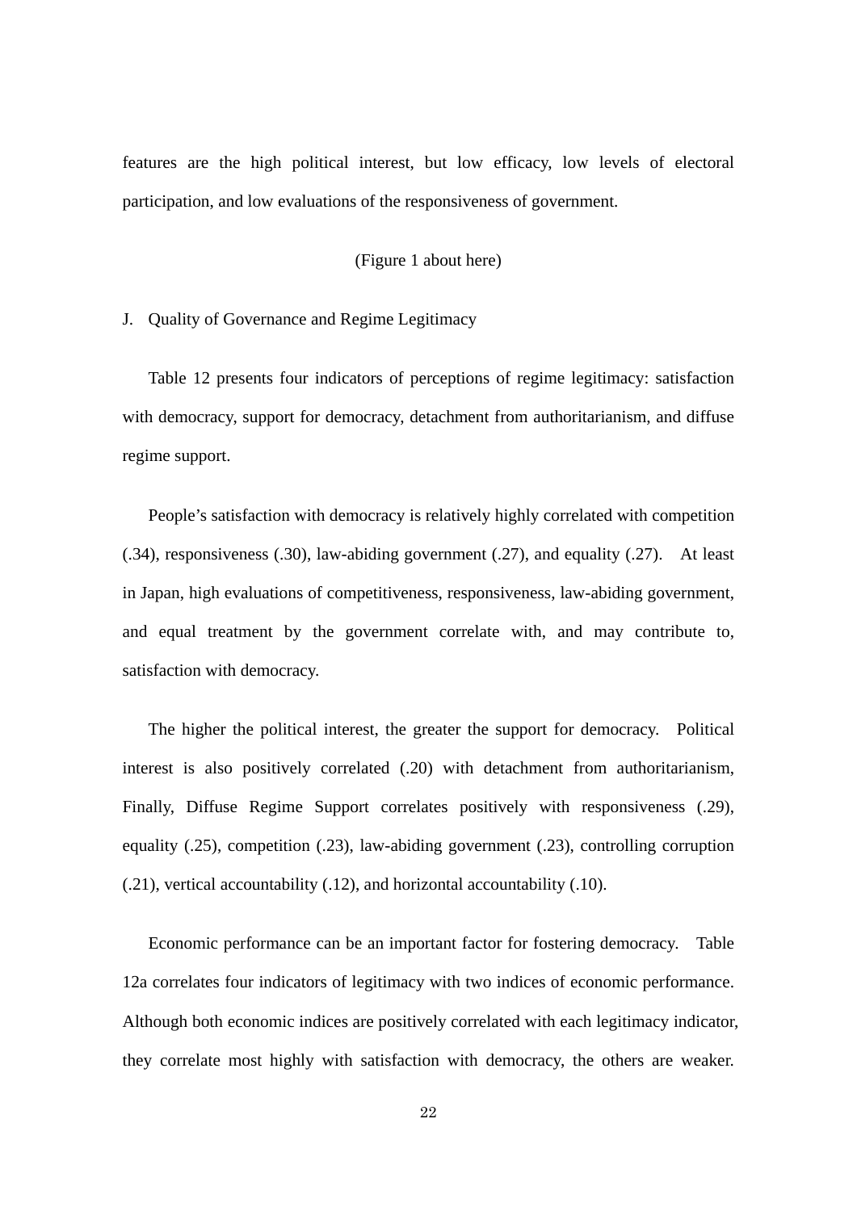features are the high political interest, but low efficacy, low levels of electoral participation, and low evaluations of the responsiveness of government.

(Figure 1 about here)

## J. Quality of Governance and Regime Legitimacy

Table 12 presents four indicators of perceptions of regime legitimacy: satisfaction with democracy, support for democracy, detachment from authoritarianism, and diffuse regime support.

People's satisfaction with democracy is relatively highly correlated with competition (.34), responsiveness (.30), law-abiding government (.27), and equality (.27). At least in Japan, high evaluations of competitiveness, responsiveness, law-abiding government, and equal treatment by the government correlate with, and may contribute to, satisfaction with democracy.

The higher the political interest, the greater the support for democracy. Political interest is also positively correlated (.20) with detachment from authoritarianism, Finally, Diffuse Regime Support correlates positively with responsiveness (.29), equality (.25), competition (.23), law-abiding government (.23), controlling corruption (.21), vertical accountability (.12), and horizontal accountability (.10).

Economic performance can be an important factor for fostering democracy. Table 12a correlates four indicators of legitimacy with two indices of economic performance. Although both economic indices are positively correlated with each legitimacy indicator, they correlate most highly with satisfaction with democracy, the others are weaker.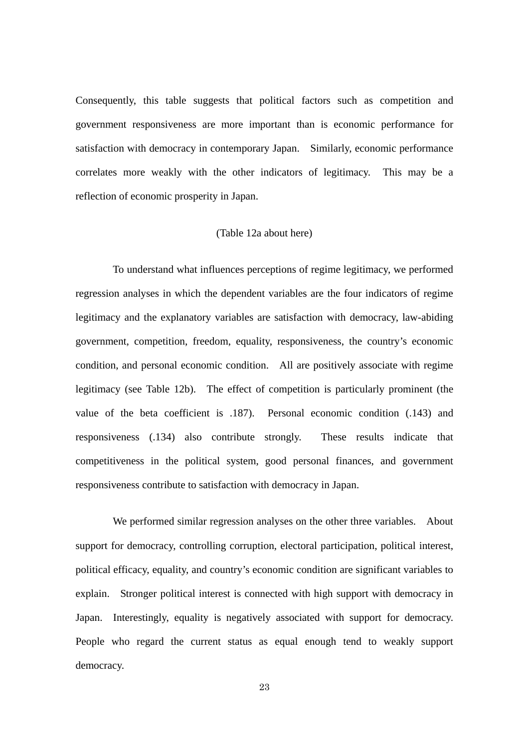Consequently, this table suggests that political factors such as competition and government responsiveness are more important than is economic performance for satisfaction with democracy in contemporary Japan. Similarly, economic performance correlates more weakly with the other indicators of legitimacy. This may be a reflection of economic prosperity in Japan.

(Table 12a about here)

To understand what influences perceptions of regime legitimacy, we performed regression analyses in which the dependent variables are the four indicators of regime legitimacy and the explanatory variables are satisfaction with democracy, law-abiding government, competition, freedom, equality, responsiveness, the country's economic condition, and personal economic condition. All are positively associate with regime legitimacy (see Table 12b). The effect of competition is particularly prominent (the value of the beta coefficient is .187). Personal economic condition (.143) and responsiveness (.134) also contribute strongly. These results indicate that competitiveness in the political system, good personal finances, and government responsiveness contribute to satisfaction with democracy in Japan.

We performed similar regression analyses on the other three variables. About support for democracy, controlling corruption, electoral participation, political interest, political efficacy, equality, and country's economic condition are significant variables to explain. Stronger political interest is connected with high support with democracy in Japan. Interestingly, equality is negatively associated with support for democracy. People who regard the current status as equal enough tend to weakly support democracy.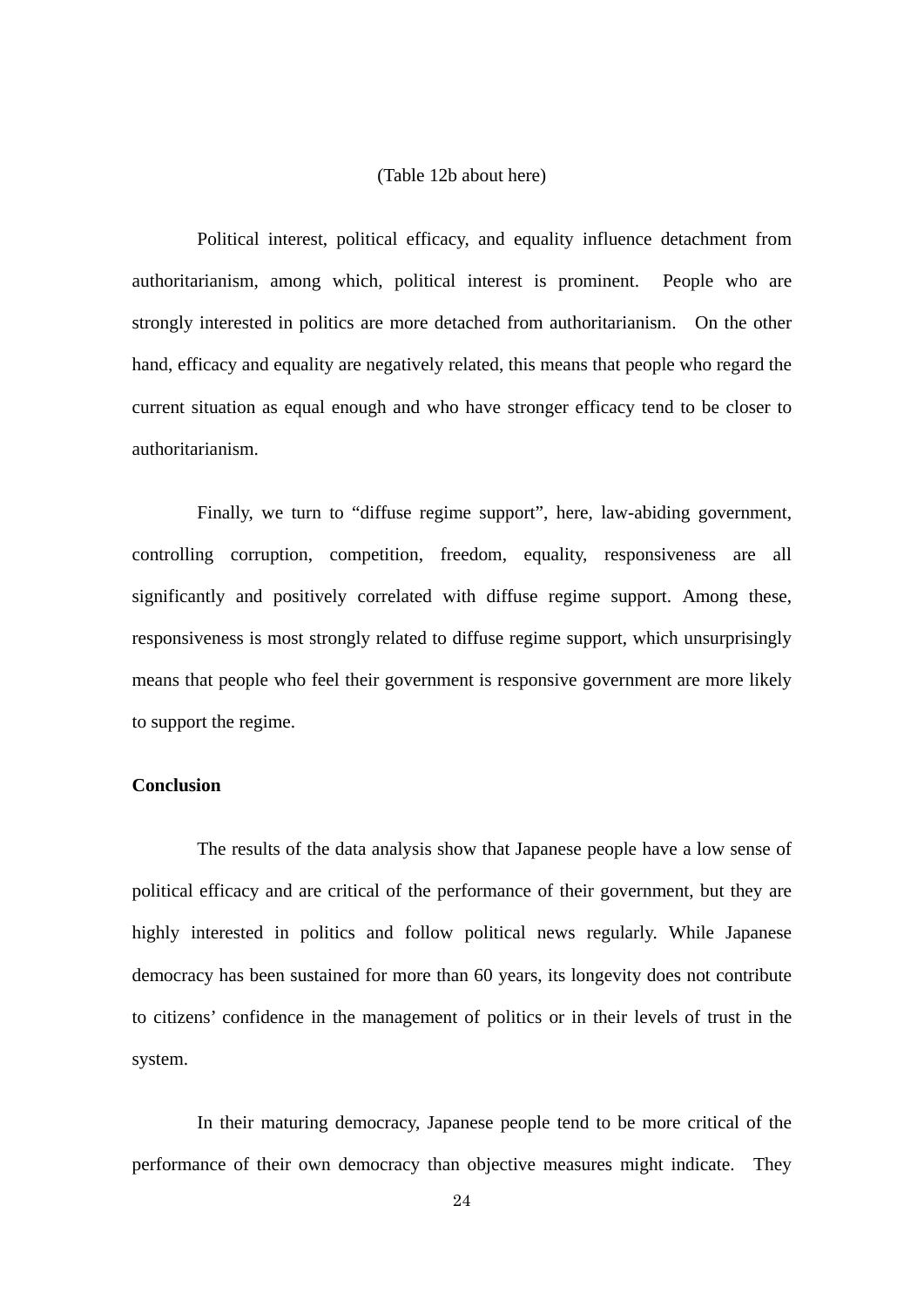(Table 12b about here)

Political interest, political efficacy, and equality influence detachment from authoritarianism, among which, political interest is prominent. People who are strongly interested in politics are more detached from authoritarianism. On the other hand, efficacy and equality are negatively related, this means that people who regard the current situation as equal enough and who have stronger efficacy tend to be closer to authoritarianism.

Finally, we turn to "diffuse regime support", here, law-abiding government, controlling corruption, competition, freedom, equality, responsiveness are all significantly and positively correlated with diffuse regime support. Among these, responsiveness is most strongly related to diffuse regime support, which unsurprisingly means that people who feel their government is responsive government are more likely to support the regime.

**Conclusion**

The results of the data analysis show that Japanese people have a low sense of political efficacy and are critical of the performance of their government, but they are highly interested in politics and follow political news regularly. While Japanese democracy has been sustained for more than 60 years, its longevity does not contribute to citizens' confidence in the management of politics or in their levels of trust in the system.

In their maturing democracy, Japanese people tend to be more critical of the performance of their own democracy than objective measures might indicate. They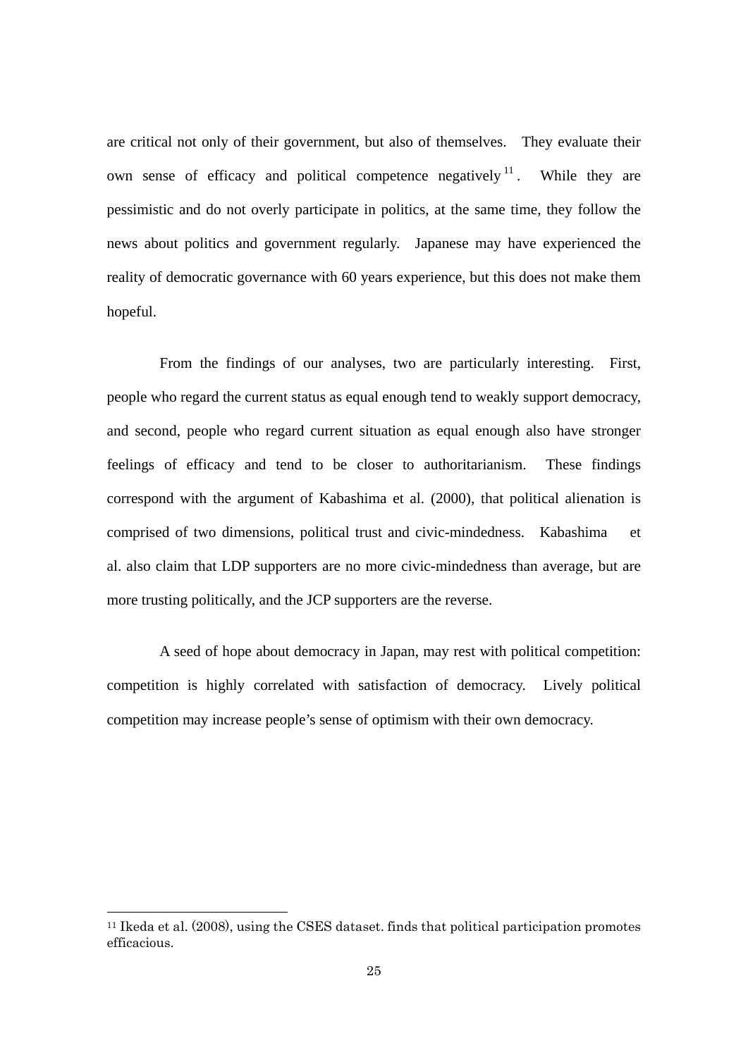are critical not only of their government, but also of themselves. They evaluate their own sense of efficacy and political competence negatively[11]. While they are pessimistic and do not overly participate in politics, at the same time, they follow the news about politics and government regularly. Japanese may have experienced the reality of democratic governance with 60 years experience, but this does not make them hopeful.

From the findings of our analyses, two are particularly interesting. First, people who regard the current status as equal enough tend to weakly support democracy, and second, people who regard current situation as equal enough also have stronger feelings of efficacy and tend to be closer to authoritarianism. These findings correspond with the argument of Kabashima et al. (2000), that political alienation is comprised of two dimensions, political trust and civic-mindedness. Kabashima et al. also claim that LDP supporters are no more civic-mindedness than average, but are more trusting politically, and the JCP supporters are the reverse.

A seed of hope about democracy in Japan, may rest with political competition: competition is highly correlated with satisfaction of democracy. Lively political competition may increase people's sense of optimism with their own democracy.

---

[11] Ikeda et al. (2008), using the CSES dataset. finds that political participation promotes efficacious.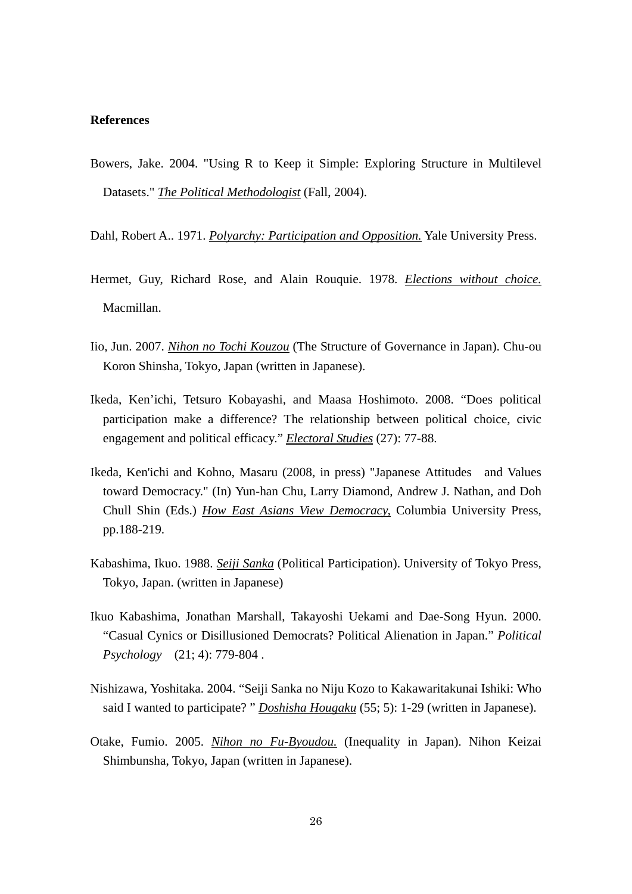**References**

Bowers, Jake. 2004. "Using R to Keep it Simple: Exploring Structure in Multilevel Datasets." *The Political Methodologist* (Fall, 2004).

Dahl, Robert A.. 1971. *Polyarchy: Participation and Opposition.* Yale University Press.

Hermet, Guy, Richard Rose, and Alain Rouquie. 1978. *Elections without choice.* Macmillan.

Iio, Jun. 2007. *Nihon no Tochi Kouzou* (The Structure of Governance in Japan). Chu-ou Koron Shinsha, Tokyo, Japan (written in Japanese).

Ikeda, Ken'ichi, Tetsuro Kobayashi, and Maasa Hoshimoto. 2008. "Does political participation make a difference? The relationship between political choice, civic engagement and political efficacy." *Electoral Studies* (27): 77-88.

Ikeda, Ken'ichi and Kohno, Masaru (2008, in press) "Japanese Attitudes and Values toward Democracy." (In) Yun-han Chu, Larry Diamond, Andrew J. Nathan, and Doh Chull Shin (Eds.) *How East Asians View Democracy,* Columbia University Press, pp.188-219.

Kabashima, Ikuo. 1988. *Seiji Sanka* (Political Participation). University of Tokyo Press, Tokyo, Japan. (written in Japanese)

Ikuo Kabashima, Jonathan Marshall, Takayoshi Uekami and Dae-Song Hyun. 2000. "Casual Cynics or Disillusioned Democrats? Political Alienation in Japan." *Political Psychology* (21; 4): 779-804 .

Nishizawa, Yoshitaka. 2004. "Seiji Sanka no Niju Kozo to Kakawaritakunai Ishiki: Who said I wanted to participate? " *Doshisha Hougaku* (55; 5): 1-29 (written in Japanese).

Otake, Fumio. 2005. *Nihon no Fu-Byoudou.* (Inequality in Japan). Nihon Keizai Shimbunsha, Tokyo, Japan (written in Japanese).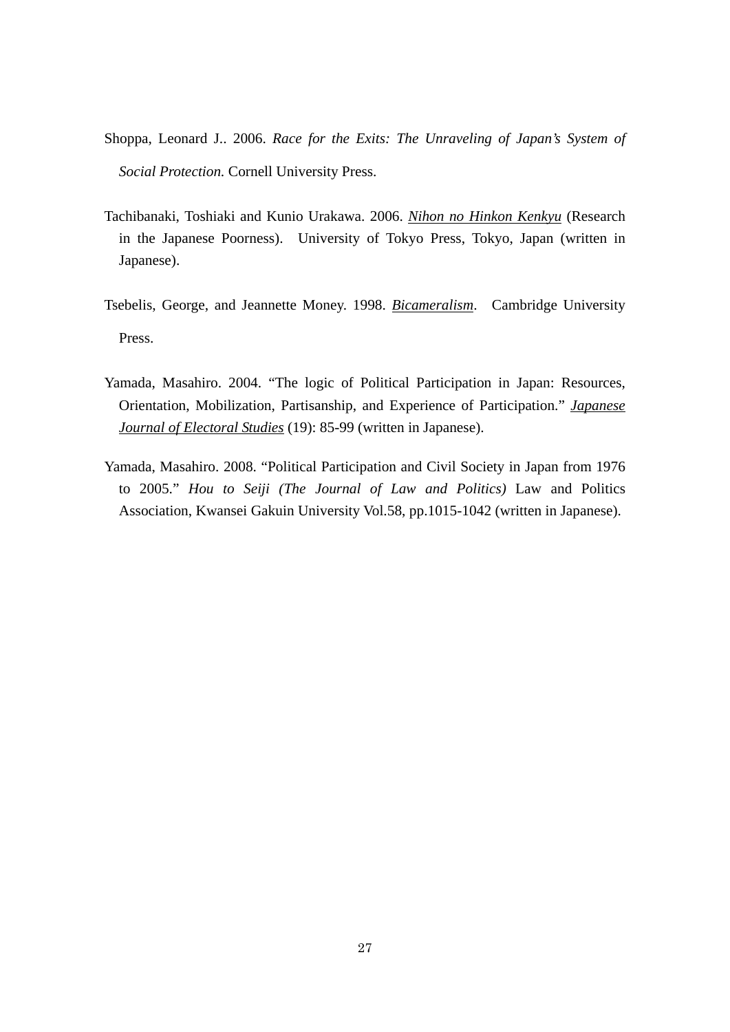Shoppa, Leonard J.. 2006. *Race for the Exits: The Unraveling of Japan's System of Social Protection.* Cornell University Press.

Tachibanaki, Toshiaki and Kunio Urakawa. 2006. <u>Nihon no Hinkon Kenkyu</u> (Research in the Japanese Poorness). University of Tokyo Press, Tokyo, Japan (written in Japanese).

Tsebelis, George, and Jeannette Money. 1998. <u>Bicameralism</u>. Cambridge University Press.

Yamada, Masahiro. 2004. "The logic of Political Participation in Japan: Resources, Orientation, Mobilization, Partisanship, and Experience of Participation." <u>Japanese Journal of Electoral Studies</u> (19): 85-99 (written in Japanese).

Yamada, Masahiro. 2008. "Political Participation and Civil Society in Japan from 1976 to 2005." *Hou to Seiji (The Journal of Law and Politics)* Law and Politics Association, Kwansei Gakuin University Vol.58, pp.1015-1042 (written in Japanese).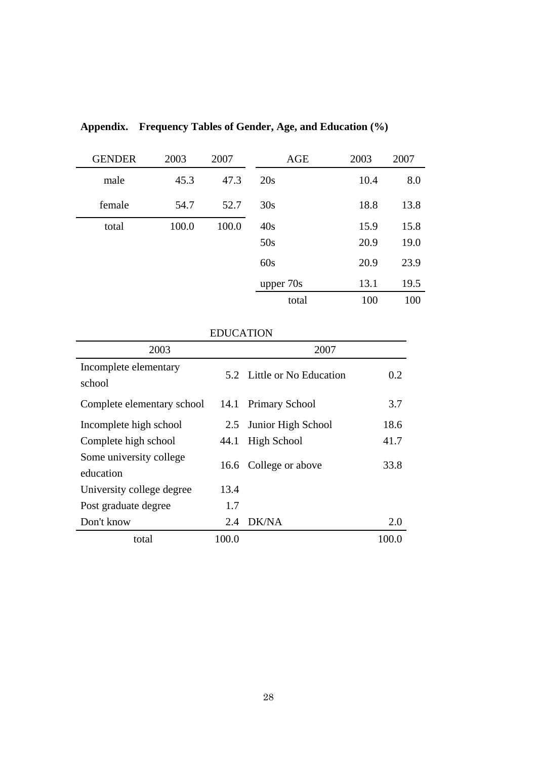**Appendix. Frequency Tables of Gender, Age, and Education (%)**

| GENDER | 2003 | 2007 |
|---|---|---|
| male | 45.3 | 47.3 |
| female | 54.7 | 52.7 |
| total | 100.0 | 100.0 |

| AGE | 2003 | 2007 |
|---|---|---|
| 20s | 10.4 | 8.0 |
| 30s | 18.8 | 13.8 |
| 40s | 15.9 | 15.8 |
| 50s | 20.9 | 19.0 |
| 60s | 20.9 | 23.9 |
| upper 70s | 13.1 | 19.5 |
| total | 100 | 100 |

EDUCATION

| 2003 | | 2007 | |
|---|---|---|---|
| Incomplete elementary school | 5.2 | Little or No Education | 0.2 |
| Complete elementary school | 14.1 | Primary School | 3.7 |
| Incomplete high school | 2.5 | Junior High School | 18.6 |
| Complete high school | 44.1 | High School | 41.7 |
| Some university college education | 16.6 | College or above | 33.8 |
| University college degree | 13.4 | | |
| Post graduate degree | 1.7 | | |
| Don't know | 2.4 | DK/NA | 2.0 |
| total | 100.0 | | 100.0 |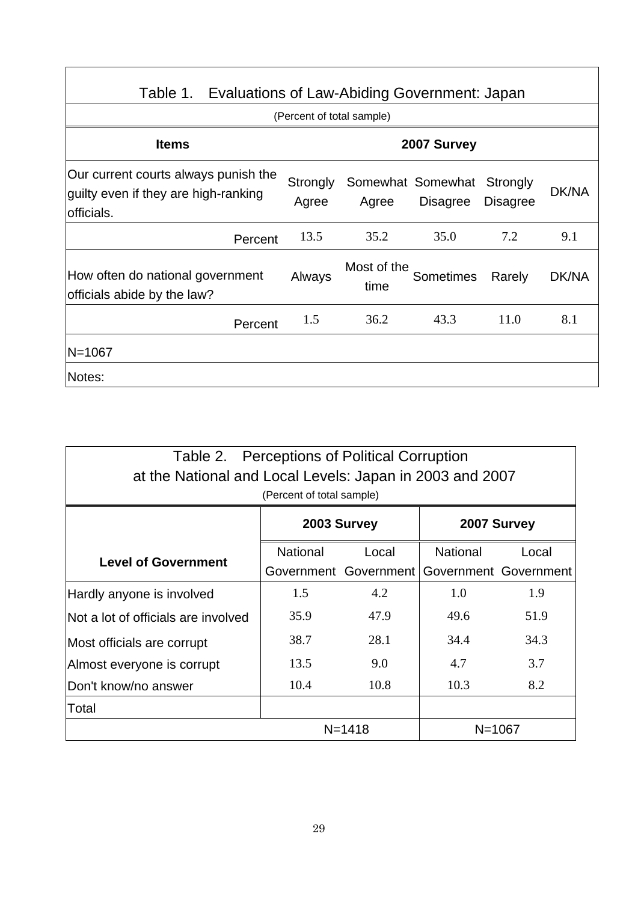Table 1. Evaluations of Law-Abiding Government: Japan

(Percent of total sample)

| Items | 2007 Survey | | | | |
|---|---|---|---|---|---|
| Our current courts always punish the guilty even if they are high-ranking officials. | Strongly Agree | Somewhat Agree | Somewhat Disagree | Strongly Disagree | DK/NA |
| Percent | 13.5 | 35.2 | 35.0 | 7.2 | 9.1 |
| How often do national government officials abide by the law? | Always | Most of the time | Sometimes | Rarely | DK/NA |
| Percent | 1.5 | 36.2 | 43.3 | 11.0 | 8.1 |
| N=1067 | | | | | |
| Notes: | | | | | |

Table 2. Perceptions of Political Corruption at the National and Local Levels: Japan in 2003 and 2007

(Percent of total sample)

| Level of Government | 2003 Survey | | 2007 Survey | |
|---|---|---|---|---|
| | National Government | Local Government | National Government | Local Government |
| Hardly anyone is involved | 1.5 | 4.2 | 1.0 | 1.9 |
| Not a lot of officials are involved | 35.9 | 47.9 | 49.6 | 51.9 |
| Most officials are corrupt | 38.7 | 28.1 | 34.4 | 34.3 |
| Almost everyone is corrupt | 13.5 | 9.0 | 4.7 | 3.7 |
| Don't know/no answer | 10.4 | 10.8 | 10.3 | 8.2 |
| Total | | | | |
| | N=1418 | | N=1067 | |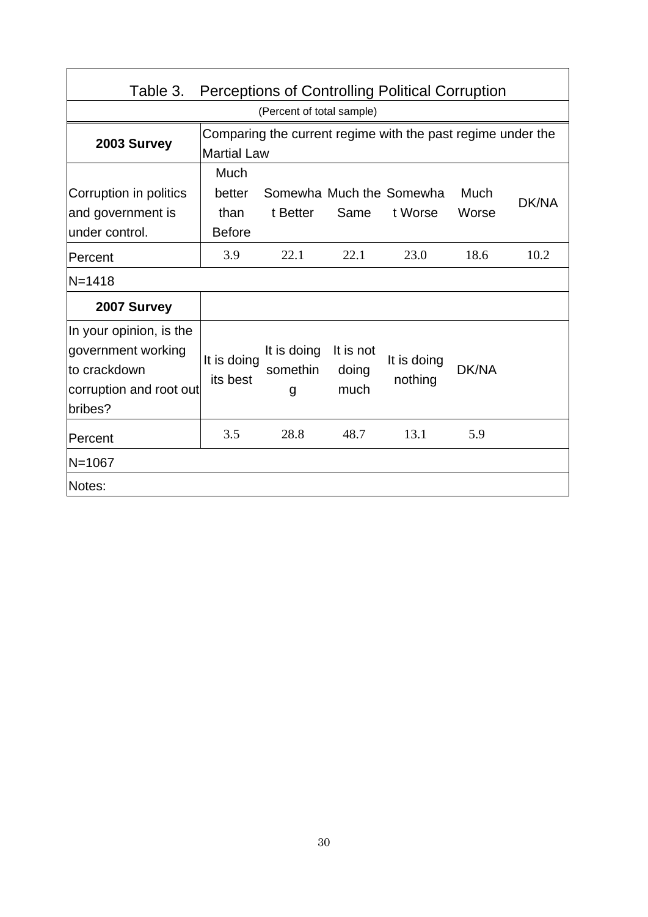Table 3. Perceptions of Controlling Political Corruption

(Percent of total sample)

| 2003 Survey | Comparing the current regime with the past regime under the Martial Law | | | | | |
|---|---|---|---|---|---|---|
| Corruption in politics and government is under control. | Much better than Before | Somewhat Better | Much the Same | Somewhat Worse | Much Worse | DK/NA |
| Percent | 3.9 | 22.1 | 22.1 | 23.0 | 18.6 | 10.2 |
| N=1418 | | | | | | |
| **2007 Survey** | | | | | | |
| In your opinion, is the government working to crackdown corruption and root out bribes? | It is doing its best | It is doing something | It is not doing much | It is doing nothing | DK/NA | |
| Percent | 3.5 | 28.8 | 48.7 | 13.1 | 5.9 | |
| N=1067 | | | | | | |
| Notes: | | | | | | |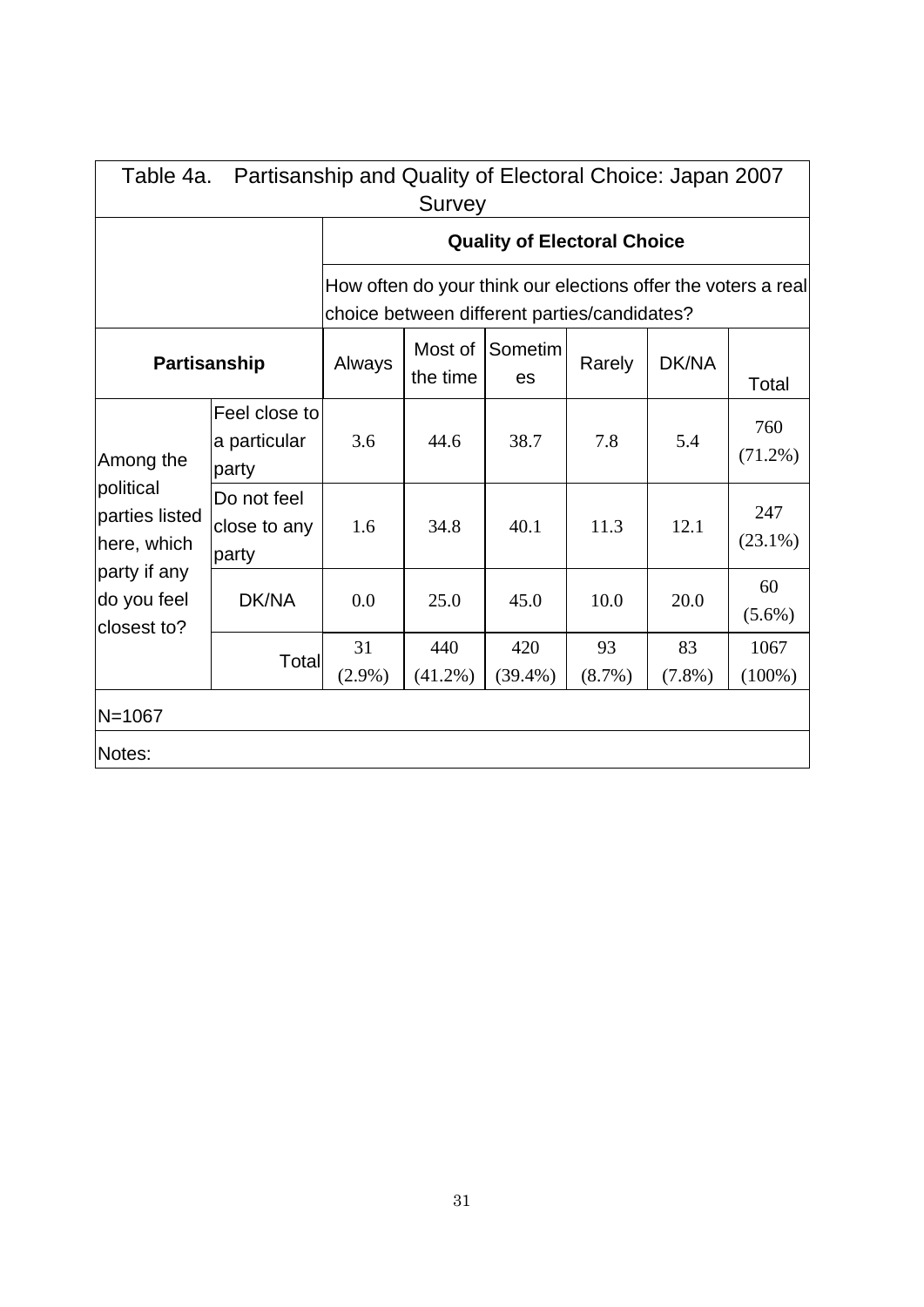Table 4a. Partisanship and Quality of Electoral Choice: Japan 2007 Survey

| | | Quality of Electoral Choice | | | | | |
|---|---|---|---|---|---|---|---|
| | | How often do your think our elections offer the voters a real choice between different parties/candidates? | | | | | |
| Partisanship | | Always | Most of the time | Sometimes | Rarely | DK/NA | Total |
| Among the political parties listed here, which party if any do you feel closest to? | Feel close to a particular party | 3.6 | 44.6 | 38.7 | 7.8 | 5.4 | 760 (71.2%) |
| | Do not feel close to any party | 1.6 | 34.8 | 40.1 | 11.3 | 12.1 | 247 (23.1%) |
| | DK/NA | 0.0 | 25.0 | 45.0 | 10.0 | 20.0 | 60 (5.6%) |
| | Total | 31 (2.9%) | 440 (41.2%) | 420 (39.4%) | 93 (8.7%) | 83 (7.8%) | 1067 (100%) |

N=1067

Notes: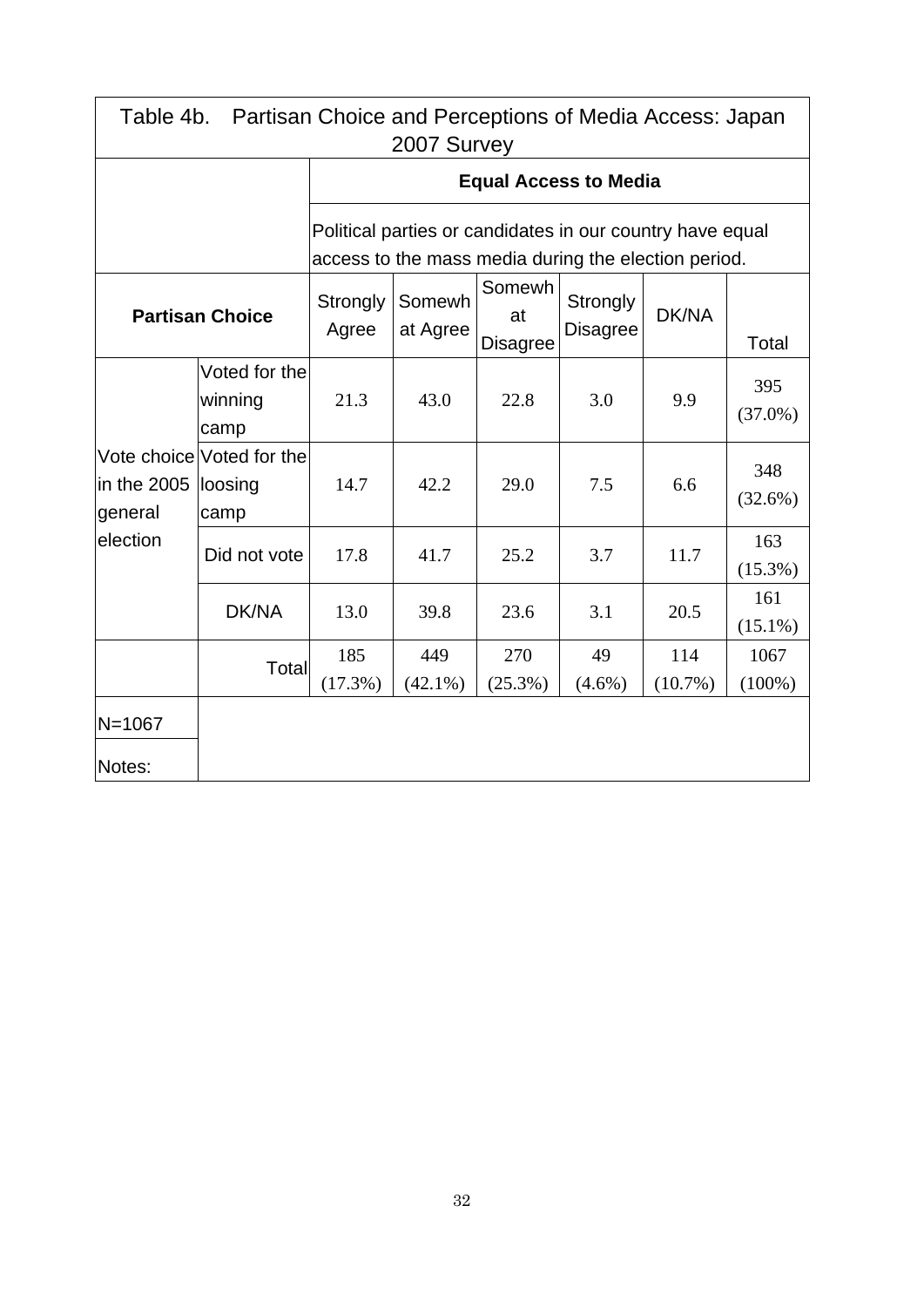Table 4b. Partisan Choice and Perceptions of Media Access: Japan 2007 Survey

| | | Equal Access to Media | | | | | |
|---|---|---|---|---|---|---|---|
| | | Political parties or candidates in our country have equal access to the mass media during the election period. | | | | | |
| **Partisan Choice** | | Strongly Agree | Somewhat Agree | Somewhat Disagree | Strongly Disagree | DK/NA | Total |
| Vote choice in the 2005 general election | Voted for the winning camp | 21.3 | 43.0 | 22.8 | 3.0 | 9.9 | 395 (37.0%) |
| | Voted for the loosing camp | 14.7 | 42.2 | 29.0 | 7.5 | 6.6 | 348 (32.6%) |
| | Did not vote | 17.8 | 41.7 | 25.2 | 3.7 | 11.7 | 163 (15.3%) |
| | DK/NA | 13.0 | 39.8 | 23.6 | 3.1 | 20.5 | 161 (15.1%) |
| | Total | 185 (17.3%) | 449 (42.1%) | 270 (25.3%) | 49 (4.6%) | 114 (10.7%) | 1067 (100%) |

N=1067

Notes: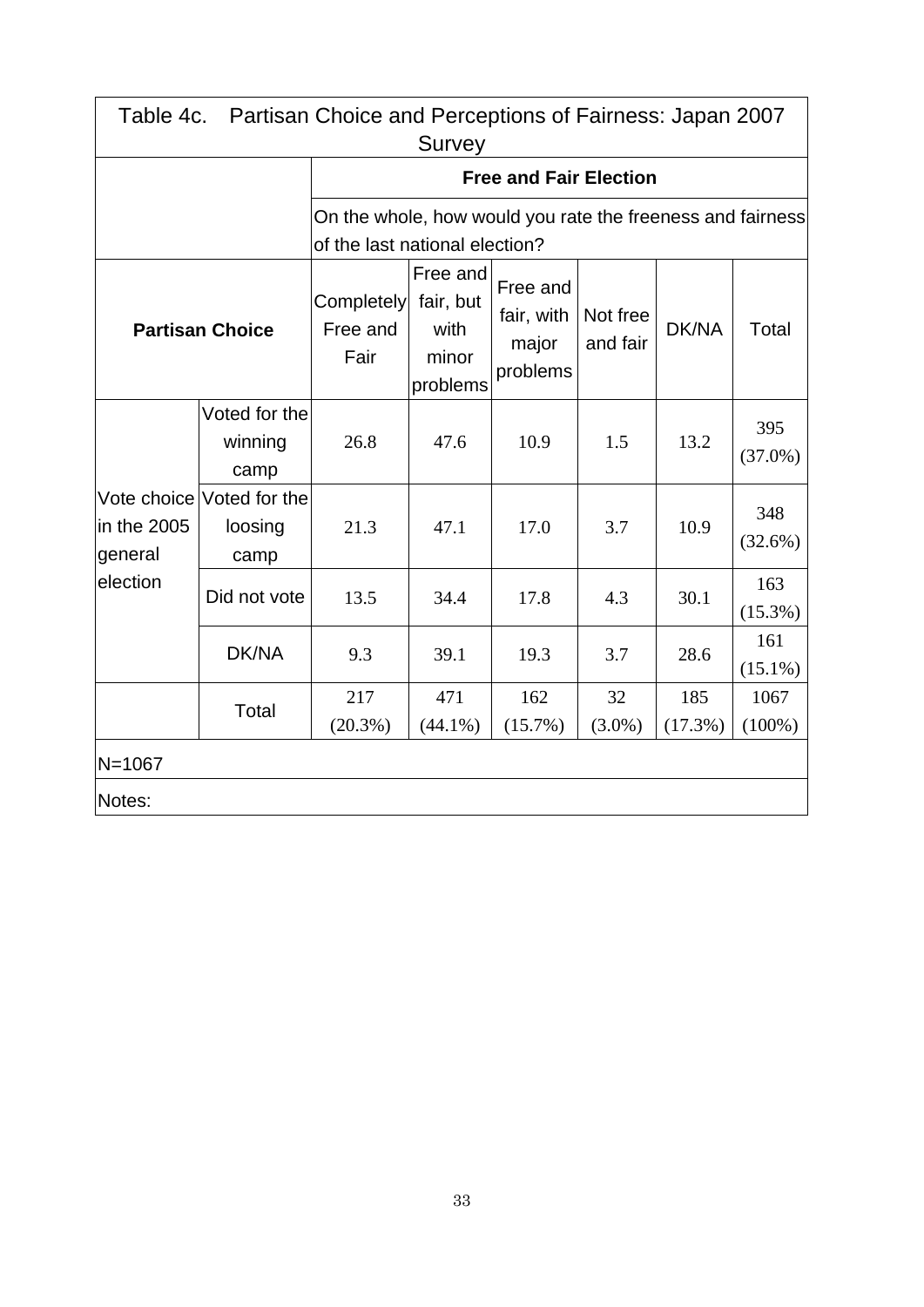Table 4c. Partisan Choice and Perceptions of Fairness: Japan 2007 Survey

| Partisan Choice | | Free and Fair Election | | | | | |
|---|---|---|---|---|---|---|---|
| | | On the whole, how would you rate the freeness and fairness of the last national election? | | | | | |
| | | Completely Free and Fair | Free and fair, but with minor problems | Free and fair, with major problems | Not free and fair | DK/NA | Total |
| Vote choice in the 2005 general election | Voted for the winning camp | 26.8 | 47.6 | 10.9 | 1.5 | 13.2 | 395 (37.0%) |
| | Voted for the loosing camp | 21.3 | 47.1 | 17.0 | 3.7 | 10.9 | 348 (32.6%) |
| | Did not vote | 13.5 | 34.4 | 17.8 | 4.3 | 30.1 | 163 (15.3%) |
| | DK/NA | 9.3 | 39.1 | 19.3 | 3.7 | 28.6 | 161 (15.1%) |
| | Total | 217 (20.3%) | 471 (44.1%) | 162 (15.7%) | 32 (3.0%) | 185 (17.3%) | 1067 (100%) |

N=1067

Notes: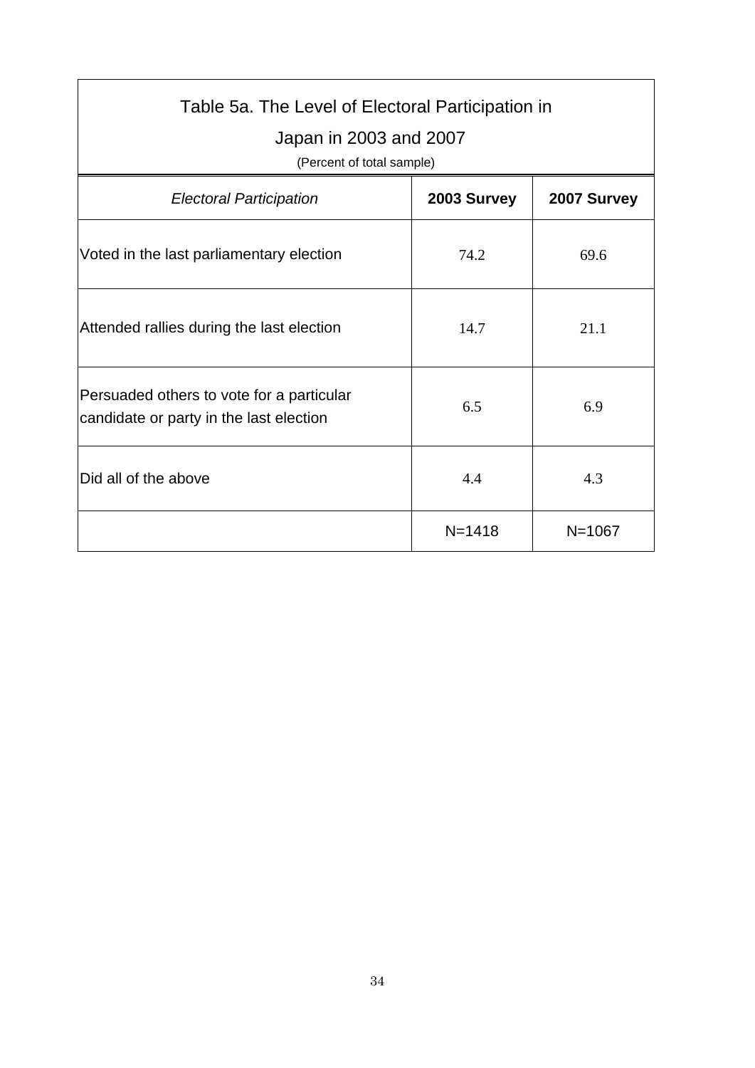Table 5a. The Level of Electoral Participation in Japan in 2003 and 2007

(Percent of total sample)

| *Electoral Participation* | **2003 Survey** | **2007 Survey** |
|---|---|---|
| Voted in the last parliamentary election | 74.2 | 69.6 |
| Attended rallies during the last election | 14.7 | 21.1 |
| Persuaded others to vote for a particular candidate or party in the last election | 6.5 | 6.9 |
| Did all of the above | 4.4 | 4.3 |
| | N=1418 | N=1067 |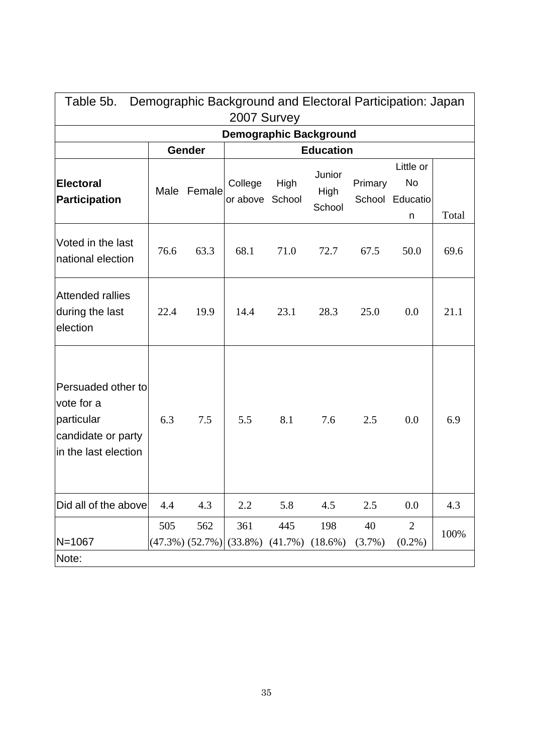| Table 5b. Demographic Background and Electoral Participation: Japan 2007 Survey | | | | | | | | |
|---|---|---|---|---|---|---|---|---|
| | **Demographic Background** | | | | | | | |
| | **Gender** | | **Education** | | | | | |
| **Electoral Participation** | Male | Female | College or above | High School | Junior High School | Primary School | Little or No Education | Total |
| Voted in the last national election | 76.6 | 63.3 | 68.1 | 71.0 | 72.7 | 67.5 | 50.0 | 69.6 |
| Attended rallies during the last election | 22.4 | 19.9 | 14.4 | 23.1 | 28.3 | 25.0 | 0.0 | 21.1 |
| Persuaded other to vote for a particular candidate or party in the last election | 6.3 | 7.5 | 5.5 | 8.1 | 7.6 | 2.5 | 0.0 | 6.9 |
| Did all of the above | 4.4 | 4.3 | 2.2 | 5.8 | 4.5 | 2.5 | 0.0 | 4.3 |
| N=1067 | 505 (47.3%) | 562 (52.7%) | 361 (33.8%) | 445 (41.7%) | 198 (18.6%) | 40 (3.7%) | 2 (0.2%) | 100% |
| Note: | | | | | | | | |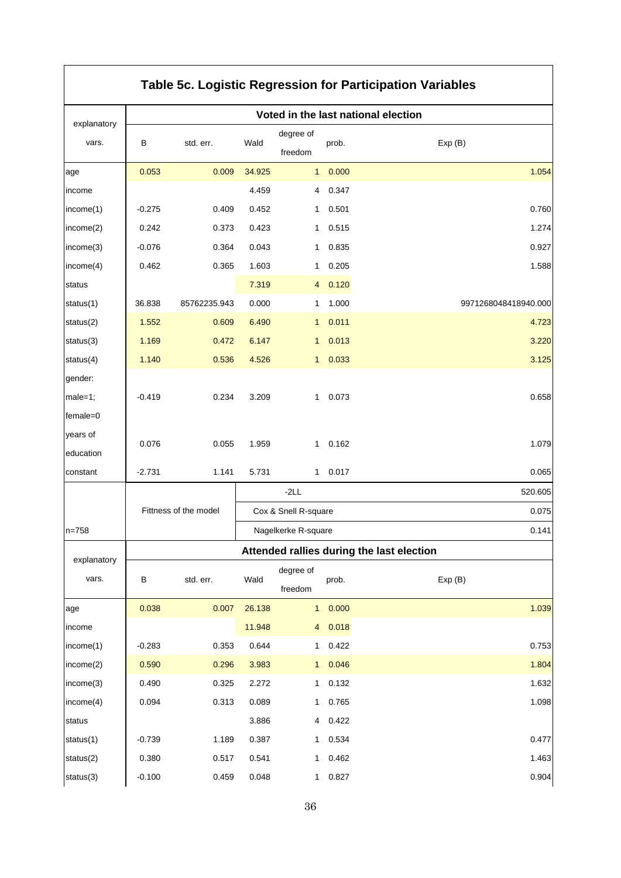## Table 5c. Logistic Regression for Participation Variables

| explanatory vars. | Voted in the last national election | | | | | |
|---|---|---|---|---|---|---|
| | B | std. err. | Wald | degree of freedom | prob. | Exp (B) |
| age | 0.053 | 0.009 | 34.925 | 1 | 0.000 | 1.054 |
| income | | | 4.459 | 4 | 0.347 | |
| income(1) | -0.275 | 0.409 | 0.452 | 1 | 0.501 | 0.760 |
| income(2) | 0.242 | 0.373 | 0.423 | 1 | 0.515 | 1.274 |
| income(3) | -0.076 | 0.364 | 0.043 | 1 | 0.835 | 0.927 |
| income(4) | 0.462 | 0.365 | 1.603 | 1 | 0.205 | 1.588 |
| status | | | 7.319 | 4 | 0.120 | |
| status(1) | 36.838 | 85762235.943 | 0.000 | 1 | 1.000 | 9971268048418940.000 |
| status(2) | 1.552 | 0.609 | 6.490 | 1 | 0.011 | 4.723 |
| status(3) | 1.169 | 0.472 | 6.147 | 1 | 0.013 | 3.220 |
| status(4) | 1.140 | 0.536 | 4.526 | 1 | 0.033 | 3.125 |
| gender: male=1; female=0 | -0.419 | 0.234 | 3.209 | 1 | 0.073 | 0.658 |
| years of education | 0.076 | 0.055 | 1.959 | 1 | 0.162 | 1.079 |
| constant | -2.731 | 1.141 | 5.731 | 1 | 0.017 | 0.065 |
| | Fittness of the model | | -2LL | | | 520.605 |
| | | | Cox & Snell R-square | | | 0.075 |
| n=758 | | | Nagelkerke R-square | | | 0.141 |

| explanatory vars. | Attended rallies during the last election | | | | | |
|---|---|---|---|---|---|---|
| | B | std. err. | Wald | degree of freedom | prob. | Exp (B) |
| age | 0.038 | 0.007 | 26.138 | 1 | 0.000 | 1.039 |
| income | | | 11.948 | 4 | 0.018 | |
| income(1) | -0.283 | 0.353 | 0.644 | 1 | 0.422 | 0.753 |
| income(2) | 0.590 | 0.296 | 3.983 | 1 | 0.046 | 1.804 |
| income(3) | 0.490 | 0.325 | 2.272 | 1 | 0.132 | 1.632 |
| income(4) | 0.094 | 0.313 | 0.089 | 1 | 0.765 | 1.098 |
| status | | | 3.886 | 4 | 0.422 | |
| status(1) | -0.739 | 1.189 | 0.387 | 1 | 0.534 | 0.477 |
| status(2) | 0.380 | 0.517 | 0.541 | 1 | 0.462 | 1.463 |
| status(3) | -0.100 | 0.459 | 0.048 | 1 | 0.827 | 0.904 |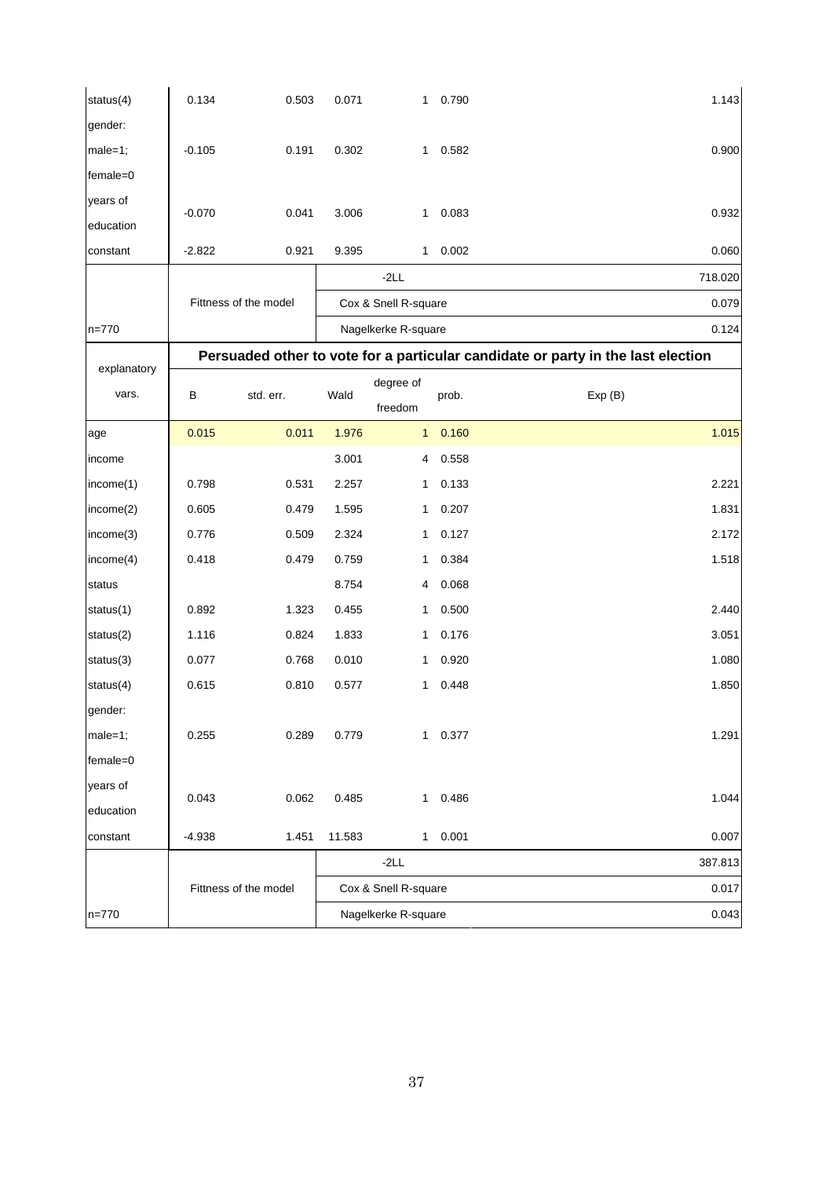| explanatory vars. | B | std. err. | Wald | degree of freedom | prob. | Exp (B) |
|---|---|---|---|---|---|---|
| status(4) | 0.134 | 0.503 | 0.071 | 1 | 0.790 | 1.143 |
| gender: male=1; female=0 | -0.105 | 0.191 | 0.302 | 1 | 0.582 | 0.900 |
| years of education | -0.070 | 0.041 | 3.006 | 1 | 0.083 | 0.932 |
| constant | -2.822 | 0.921 | 9.395 | 1 | 0.002 | 0.060 |
| | Fittness of the model | | -2LL | | | 718.020 |
| | | | Cox & Snell R-square | | | 0.079 |
| n=770 | | | Nagelkerke R-square | | | 0.124 |

| explanatory vars. | Persuaded other to vote for a particular candidate or party in the last election | | | | | |
|---|---|---|---|---|---|---|
| | B | std. err. | Wald | degree of freedom | prob. | Exp (B) |
| age | 0.015 | 0.011 | 1.976 | 1 | 0.160 | 1.015 |
| income | | | 3.001 | 4 | 0.558 | |
| income(1) | 0.798 | 0.531 | 2.257 | 1 | 0.133 | 2.221 |
| income(2) | 0.605 | 0.479 | 1.595 | 1 | 0.207 | 1.831 |
| income(3) | 0.776 | 0.509 | 2.324 | 1 | 0.127 | 2.172 |
| income(4) | 0.418 | 0.479 | 0.759 | 1 | 0.384 | 1.518 |
| status | | | 8.754 | 4 | 0.068 | |
| status(1) | 0.892 | 1.323 | 0.455 | 1 | 0.500 | 2.440 |
| status(2) | 1.116 | 0.824 | 1.833 | 1 | 0.176 | 3.051 |
| status(3) | 0.077 | 0.768 | 0.010 | 1 | 0.920 | 1.080 |
| status(4) | 0.615 | 0.810 | 0.577 | 1 | 0.448 | 1.850 |
| gender: male=1; female=0 | 0.255 | 0.289 | 0.779 | 1 | 0.377 | 1.291 |
| years of education | 0.043 | 0.062 | 0.485 | 1 | 0.486 | 1.044 |
| constant | -4.938 | 1.451 | 11.583 | 1 | 0.001 | 0.007 |
| | Fittness of the model | | -2LL | | | 387.813 |
| | | | Cox & Snell R-square | | | 0.017 |
| n=770 | | | Nagelkerke R-square | | | 0.043 |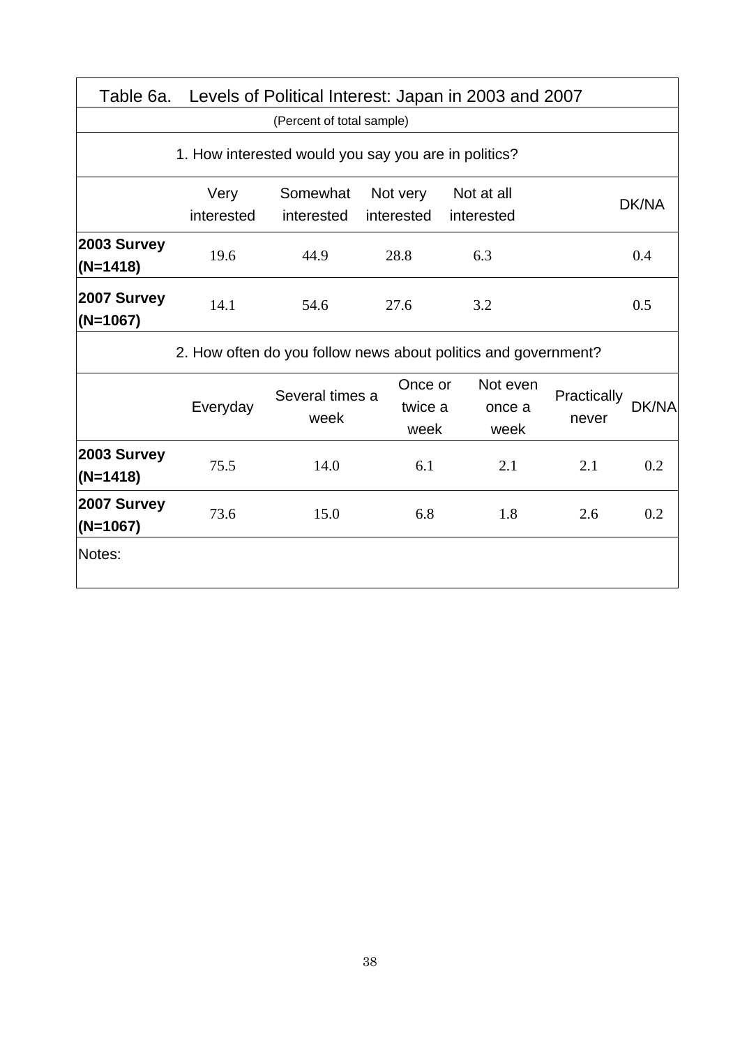# Table 6a. Levels of Political Interest: Japan in 2003 and 2007

(Percent of total sample)

1. How interested would you say you are in politics?

| | Very interested | Somewhat interested | Not very interested | Not at all interested | DK/NA |
|---|---|---|---|---|---|
| **2003 Survey (N=1418)** | 19.6 | 44.9 | 28.8 | 6.3 | 0.4 |
| **2007 Survey (N=1067)** | 14.1 | 54.6 | 27.6 | 3.2 | 0.5 |

2. How often do you follow news about politics and government?

| | Everyday | Several times a week | Once or twice a week | Not even once a week | Practically never | DK/NA |
|---|---|---|---|---|---|---|
| **2003 Survey (N=1418)** | 75.5 | 14.0 | 6.1 | 2.1 | 2.1 | 0.2 |
| **2007 Survey (N=1067)** | 73.6 | 15.0 | 6.8 | 1.8 | 2.6 | 0.2 |

Notes: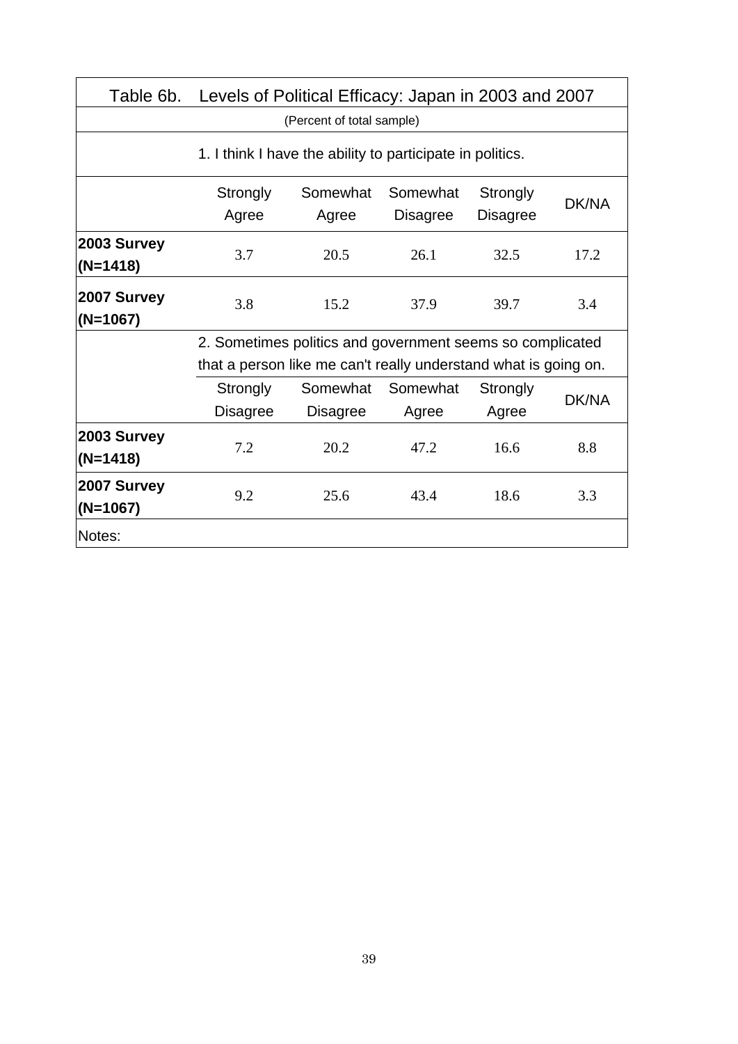Table 6b. Levels of Political Efficacy: Japan in 2003 and 2007

(Percent of total sample)

| | 1. I think I have the ability to participate in politics. | | | | |
|---|---|---|---|---|---|
| | Strongly Agree | Somewhat Agree | Somewhat Disagree | Strongly Disagree | DK/NA |
| **2003 Survey (N=1418)** | 3.7 | 20.5 | 26.1 | 32.5 | 17.2 |
| **2007 Survey (N=1067)** | 3.8 | 15.2 | 37.9 | 39.7 | 3.4 |
| | 2. Sometimes politics and government seems so complicated that a person like me can't really understand what is going on. | | | | |
| | Strongly Disagree | Somewhat Disagree | Somewhat Agree | Strongly Agree | DK/NA |
| **2003 Survey (N=1418)** | 7.2 | 20.2 | 47.2 | 16.6 | 8.8 |
| **2007 Survey (N=1067)** | 9.2 | 25.6 | 43.4 | 18.6 | 3.3 |

Notes: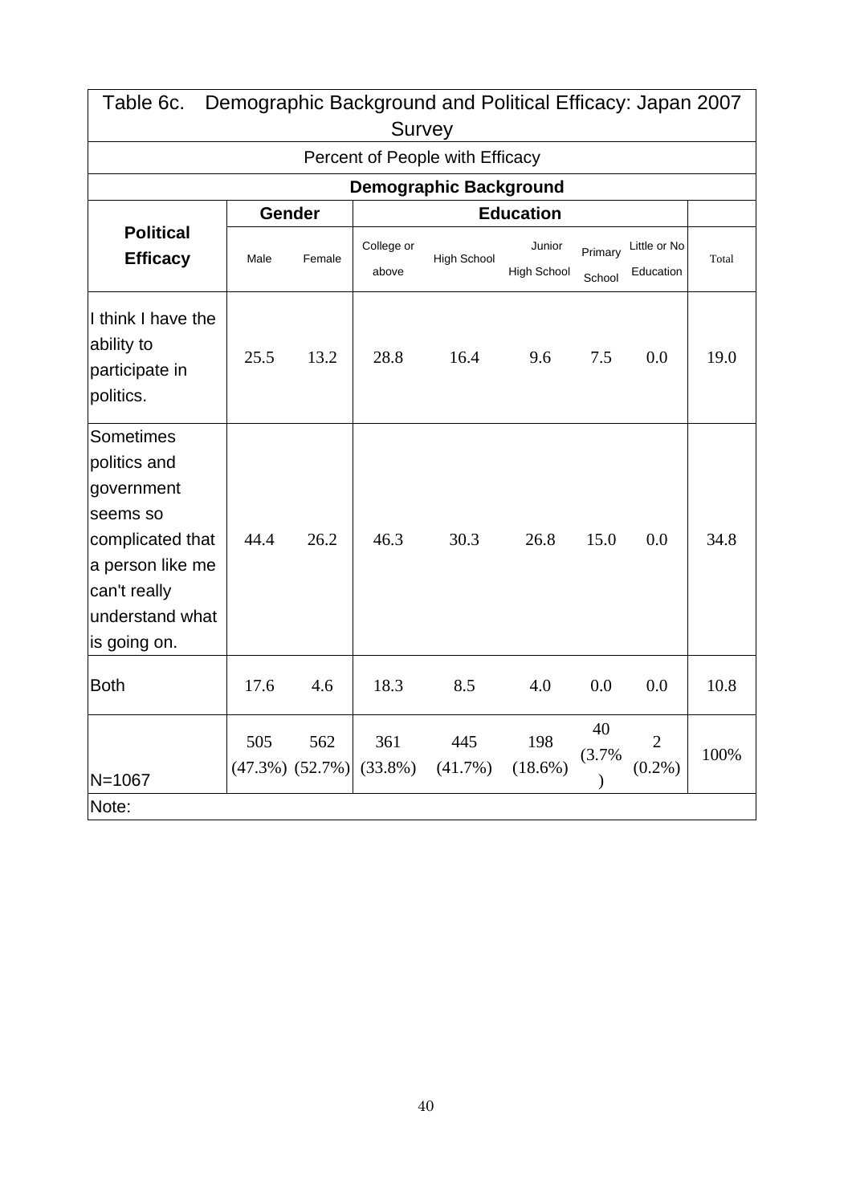| Table 6c. Demographic Background and Political Efficacy: Japan 2007 Survey | | | | | | | | |
|---|---|---|---|---|---|---|---|---|
| Percent of People with Efficacy | | | | | | | | |
| | **Demographic Background** | | | | | | | |
| **Political Efficacy** | **Gender** | | **Education** | | | | | |
| | Male | Female | College or above | High School | Junior High School | Primary School | Little or No Education | Total |
| I think I have the ability to participate in politics. | 25.5 | 13.2 | 28.8 | 16.4 | 9.6 | 7.5 | 0.0 | 19.0 |
| Sometimes politics and government seems so complicated that a person like me can't really understand what is going on. | 44.4 | 26.2 | 46.3 | 30.3 | 26.8 | 15.0 | 0.0 | 34.8 |
| Both | 17.6 | 4.6 | 18.3 | 8.5 | 4.0 | 0.0 | 0.0 | 10.8 |
| N=1067 | 505 (47.3%) | 562 (52.7%) | 361 (33.8%) | 445 (41.7%) | 198 (18.6%) | 40 (3.7%) | 2 (0.2%) | 100% |
| Note: | | | | | | | | |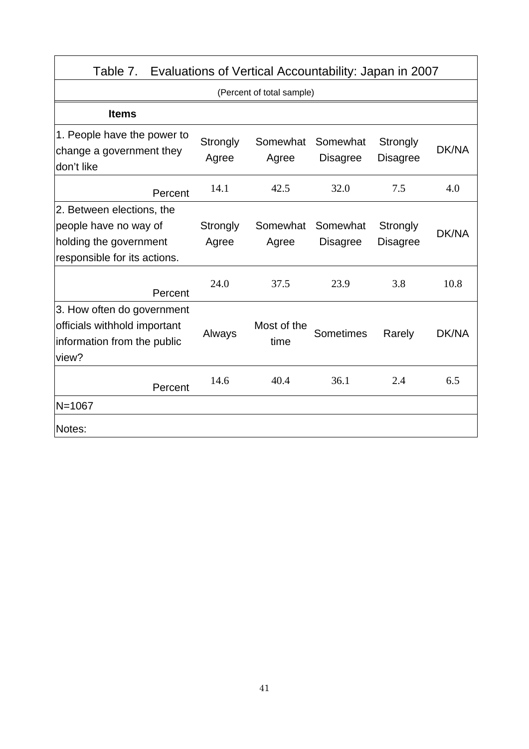Table 7. Evaluations of Vertical Accountability: Japan in 2007

(Percent of total sample)

| Items | | | | | |
|---|---|---|---|---|---|
| 1. People have the power to change a government they don't like | Strongly Agree | Somewhat Agree | Somewhat Disagree | Strongly Disagree | DK/NA |
| Percent | 14.1 | 42.5 | 32.0 | 7.5 | 4.0 |
| 2. Between elections, the people have no way of holding the government responsible for its actions. | Strongly Agree | Somewhat Agree | Somewhat Disagree | Strongly Disagree | DK/NA |
| Percent | 24.0 | 37.5 | 23.9 | 3.8 | 10.8 |
| 3. How often do government officials withhold important information from the public view? | Always | Most of the time | Sometimes | Rarely | DK/NA |
| Percent | 14.6 | 40.4 | 36.1 | 2.4 | 6.5 |
| N=1067 | | | | | |
| Notes: | | | | | |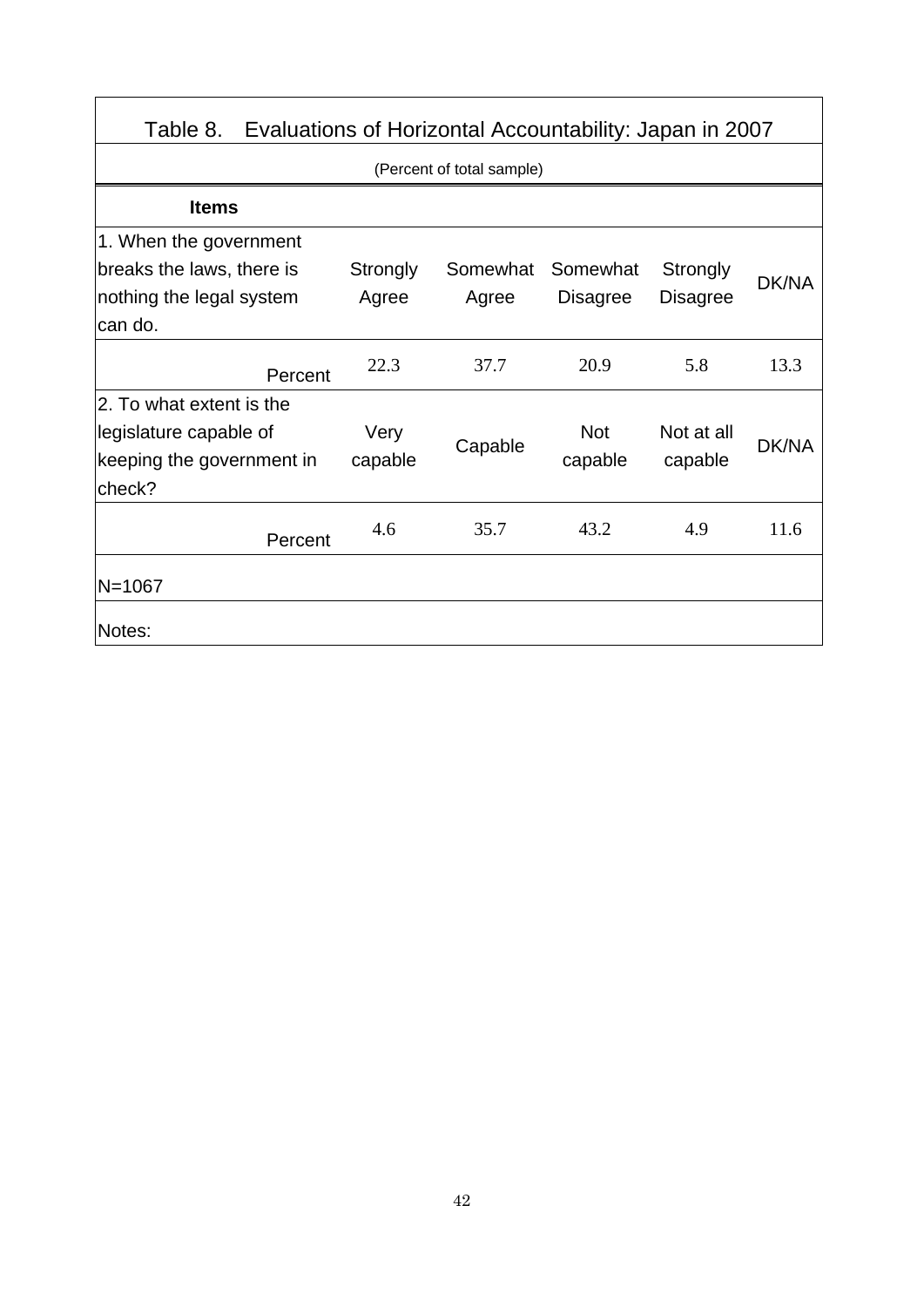Table 8. Evaluations of Horizontal Accountability: Japan in 2007

(Percent of total sample)

| Items | | | | | |
|---|---|---|---|---|---|
| 1. When the government breaks the laws, there is nothing the legal system can do. | Strongly Agree | Somewhat Agree | Somewhat Disagree | Strongly Disagree | DK/NA |
| Percent | 22.3 | 37.7 | 20.9 | 5.8 | 13.3 |
| 2. To what extent is the legislature capable of keeping the government in check? | Very capable | Capable | Not capable | Not at all capable | DK/NA |
| Percent | 4.6 | 35.7 | 43.2 | 4.9 | 11.6 |

N=1067

Notes: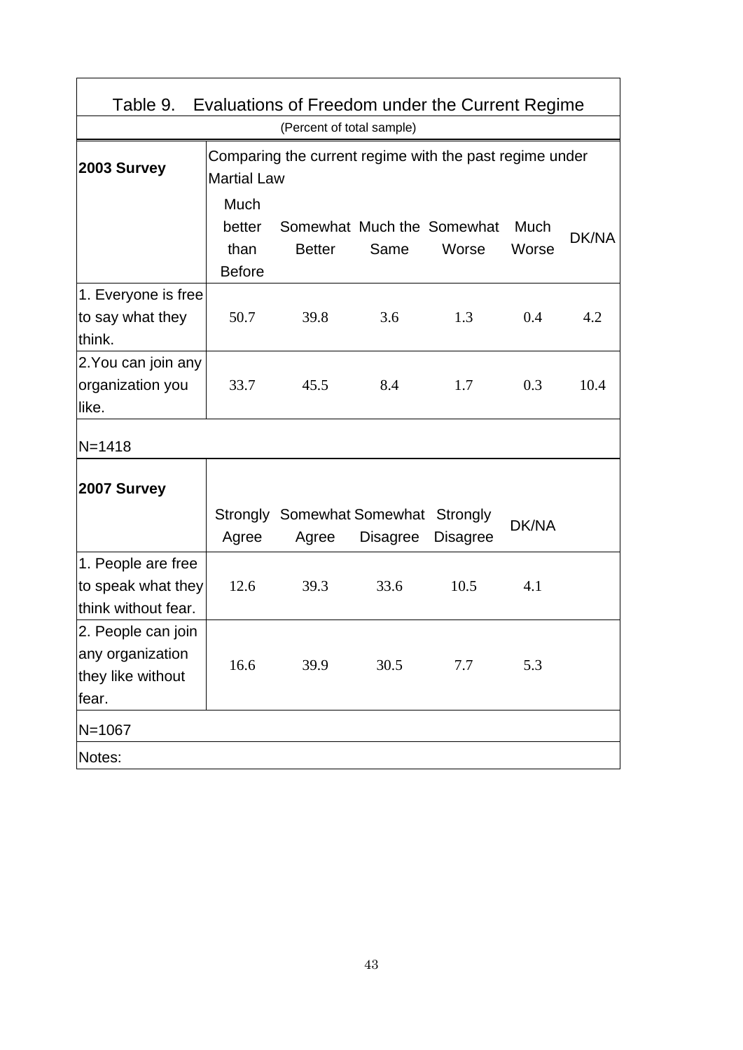## Table 9. Evaluations of Freedom under the Current Regime

(Percent of total sample)

| 2003 Survey | Comparing the current regime with the past regime under Martial Law | | | | | |
|---|---|---|---|---|---|---|
| | Much better than Before | Somewhat Better | Much the Same | Somewhat Worse | Much Worse | DK/NA |
| 1. Everyone is free to say what they think. | 50.7 | 39.8 | 3.6 | 1.3 | 0.4 | 4.2 |
| 2.You can join any organization you like. | 33.7 | 45.5 | 8.4 | 1.7 | 0.3 | 10.4 |
| N=1418 | | | | | | |

| 2007 Survey | Strongly Agree | Somewhat Agree | Somewhat Disagree | Strongly Disagree | DK/NA |
|---|---|---|---|---|---|
| 1. People are free to speak what they think without fear. | 12.6 | 39.3 | 33.6 | 10.5 | 4.1 |
| 2. People can join any organization they like without fear. | 16.6 | 39.9 | 30.5 | 7.7 | 5.3 |
| N=1067 | | | | | |

Notes: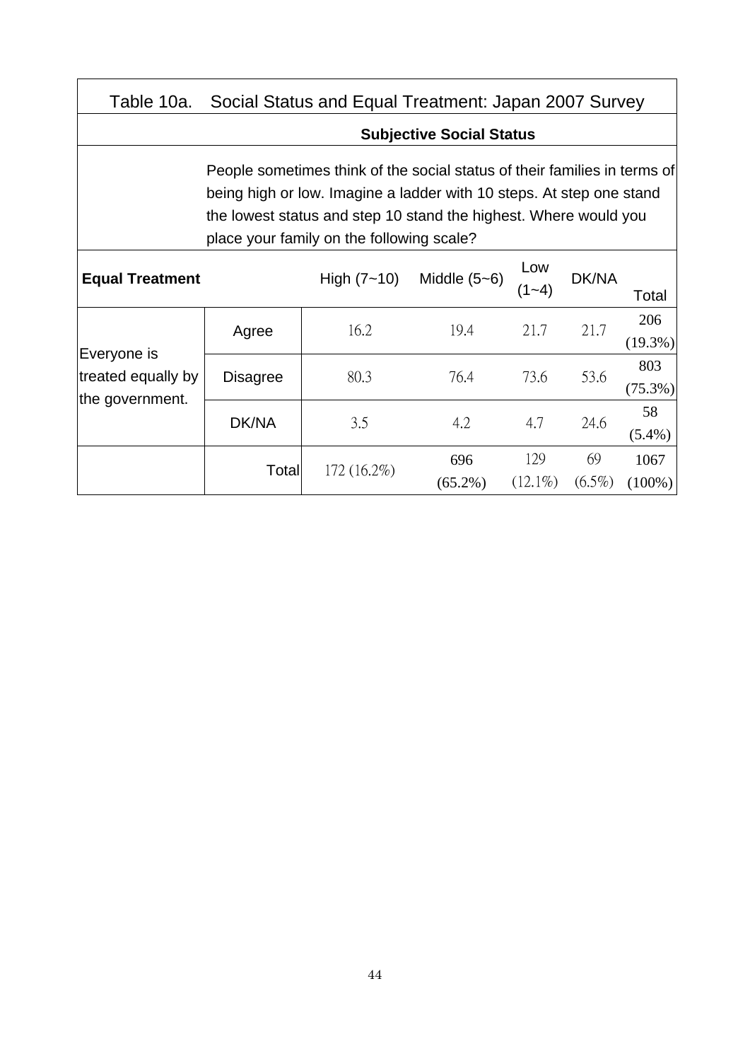Table 10a. Social Status and Equal Treatment: Japan 2007 Survey

| | | Subjective Social Status | | | | |
|---|---|---|---|---|---|---|
| | | People sometimes think of the social status of their families in terms of being high or low. Imagine a ladder with 10 steps. At step one stand the lowest status and step 10 stand the highest. Where would you place your family on the following scale? | | | | |
| **Equal Treatment** | | High (7~10) | Middle (5~6) | Low (1~4) | DK/NA | Total |
| Everyone is treated equally by the government. | Agree | 16.2 | 19.4 | 21.7 | 21.7 | 206 (19.3%) |
| | Disagree | 80.3 | 76.4 | 73.6 | 53.6 | 803 (75.3%) |
| | DK/NA | 3.5 | 4.2 | 4.7 | 24.6 | 58 (5.4%) |
| | Total | 172 (16.2%) | 696 (65.2%) | 129 (12.1%) | 69 (6.5%) | 1067 (100%) |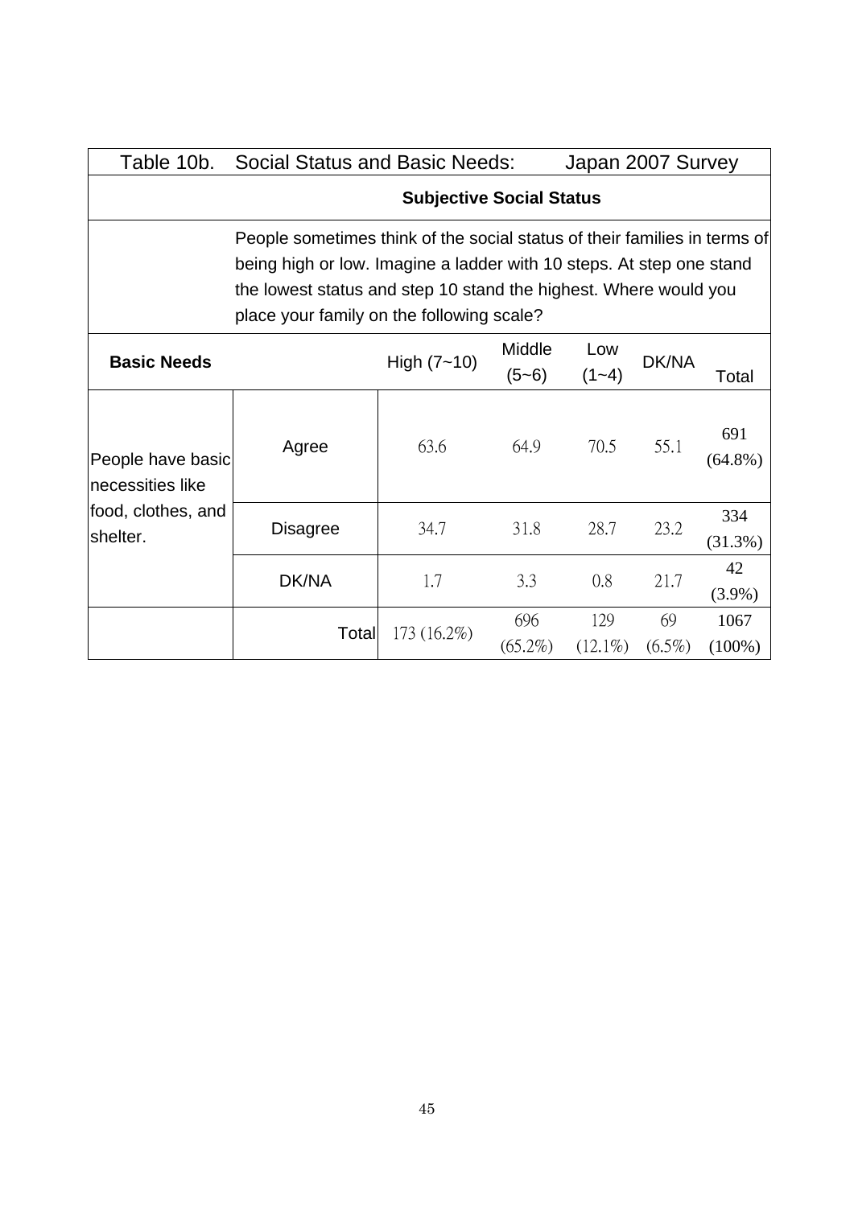| Table 10b. Social Status and Basic Needs: Japan 2007 Survey | | | | | | |
|---|---|---|---|---|---|---|
| | **Subjective Social Status** | | | | | |
| | People sometimes think of the social status of their families in terms of being high or low. Imagine a ladder with 10 steps. At step one stand the lowest status and step 10 stand the highest. Where would you place your family on the following scale? | | | | | |
| **Basic Needs** | | High (7~10) | Middle (5~6) | Low (1~4) | DK/NA | Total |
| People have basic necessities like food, clothes, and shelter. | Agree | 63.6 | 64.9 | 70.5 | 55.1 | 691 (64.8%) |
| | Disagree | 34.7 | 31.8 | 28.7 | 23.2 | 334 (31.3%) |
| | DK/NA | 1.7 | 3.3 | 0.8 | 21.7 | 42 (3.9%) |
| | Total | 173 (16.2%) | 696 (65.2%) | 129 (12.1%) | 69 (6.5%) | 1067 (100%) |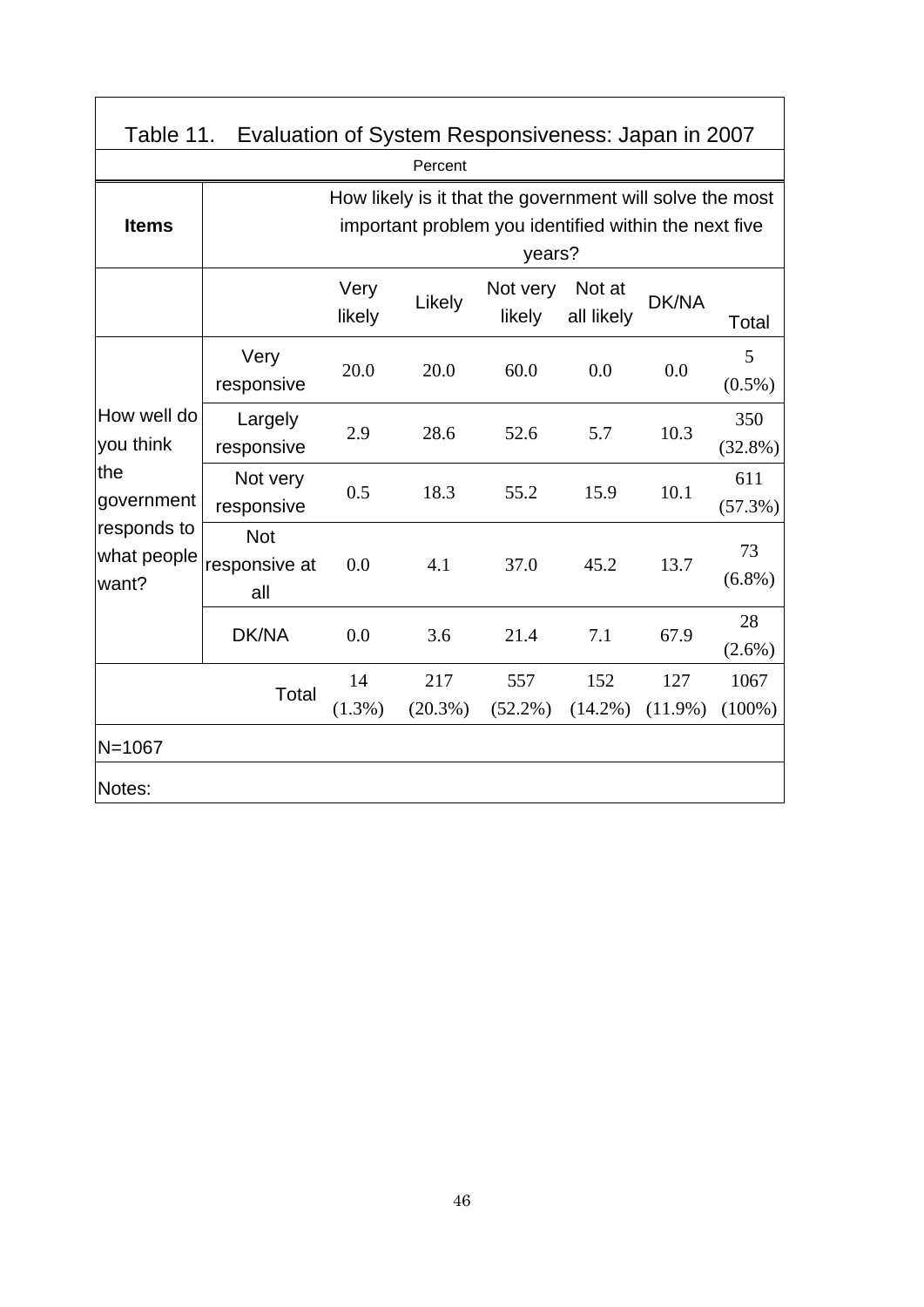# Table 11. Evaluation of System Responsiveness: Japan in 2007

Percent

| Items | | How likely is it that the government will solve the most important problem you identified within the next five years? | | | | | |
|---|---|---|---|---|---|---|---|
| | | Very likely | Likely | Not very likely | Not at all likely | DK/NA | Total |
| How well do you think the government responds to what people want? | Very responsive | 20.0 | 20.0 | 60.0 | 0.0 | 0.0 | 5 (0.5%) |
| | Largely responsive | 2.9 | 28.6 | 52.6 | 5.7 | 10.3 | 350 (32.8%) |
| | Not very responsive | 0.5 | 18.3 | 55.2 | 15.9 | 10.1 | 611 (57.3%) |
| | Not responsive at all | 0.0 | 4.1 | 37.0 | 45.2 | 13.7 | 73 (6.8%) |
| | DK/NA | 0.0 | 3.6 | 21.4 | 7.1 | 67.9 | 28 (2.6%) |
| Total | | 14 (1.3%) | 217 (20.3%) | 557 (52.2%) | 152 (14.2%) | 127 (11.9%) | 1067 (100%) |

N=1067

Notes: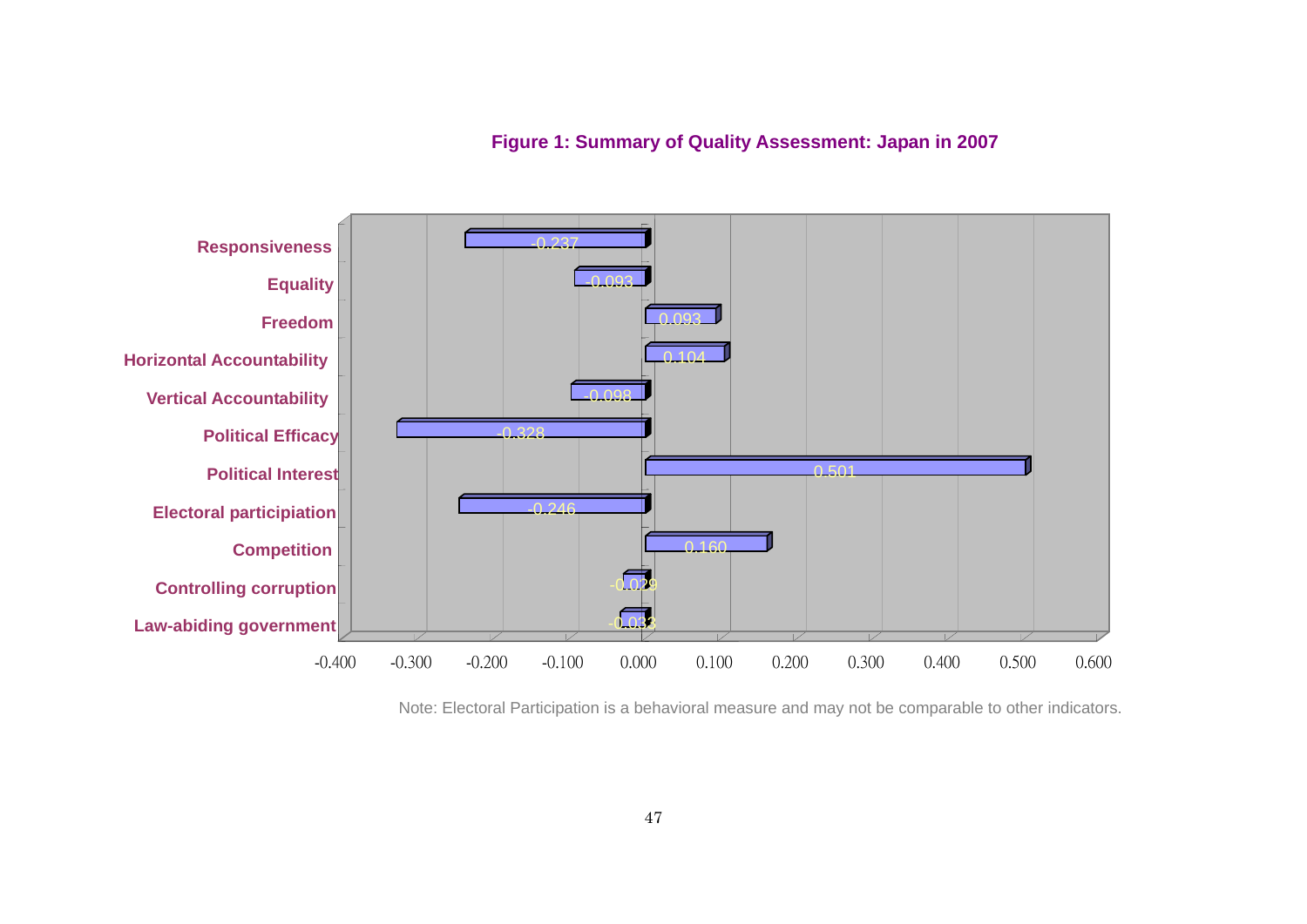**Figure 1: Summary of Quality Assessment: Japan in 2007**

| Indicator | Value |
|---|---|
| Responsiveness | -0.237 |
| Equality | -0.093 |
| Freedom | 0.093 |
| Horizontal Accountability | 0.104 |
| Vertical Accountability | -0.098 |
| Political Efficacy | -0.328 |
| Political Interest | 0.501 |
| Electoral participiation | -0.246 |
| Competition | 0.160 |
| Controlling corruption | -0.029 |
| Law-abiding government | -0.033 |

Note: Electoral Participation is a behavioral measure and may not be comparable to other indicators.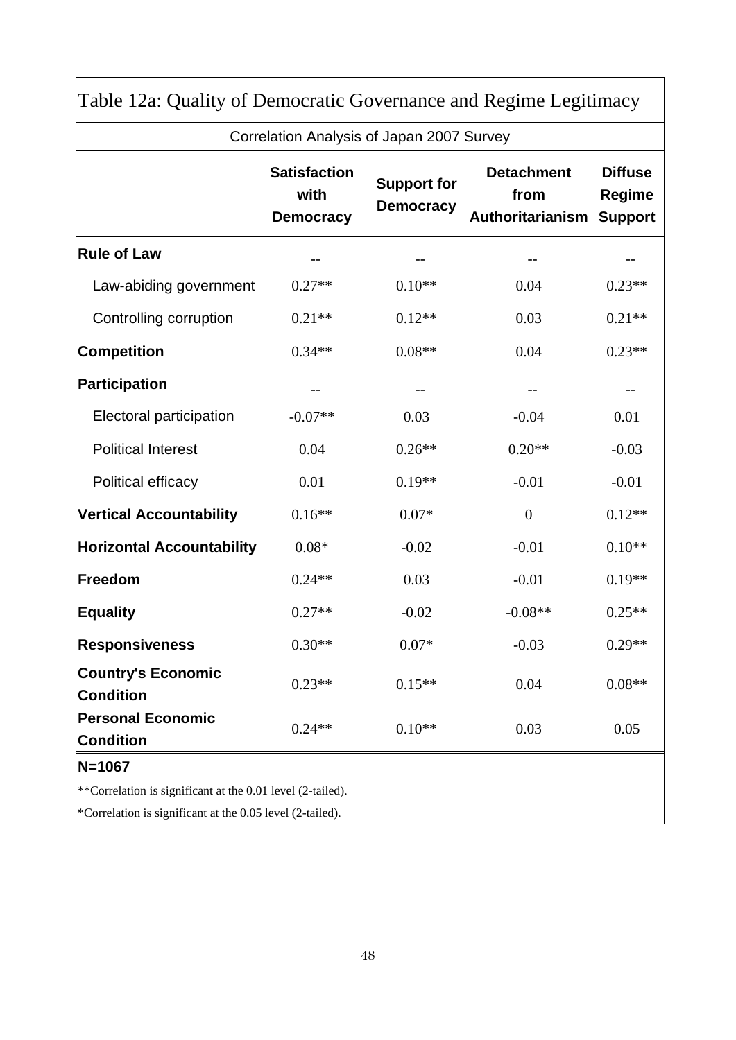# Table 12a: Quality of Democratic Governance and Regime Legitimacy

Correlation Analysis of Japan 2007 Survey

| | Satisfaction with Democracy | Support for Democracy | Detachment from Authoritarianism | Diffuse Regime Support |
|---|---|---|---|---|
| **Rule of Law** | -- | -- | -- | -- |
| Law-abiding government | 0.27** | 0.10** | 0.04 | 0.23** |
| Controlling corruption | 0.21** | 0.12** | 0.03 | 0.21** |
| **Competition** | 0.34** | 0.08** | 0.04 | 0.23** |
| **Participation** | -- | -- | -- | -- |
| Electoral participation | -0.07** | 0.03 | -0.04 | 0.01 |
| Political Interest | 0.04 | 0.26** | 0.20** | -0.03 |
| Political efficacy | 0.01 | 0.19** | -0.01 | -0.01 |
| **Vertical Accountability** | 0.16** | 0.07* | 0 | 0.12** |
| **Horizontal Accountability** | 0.08* | -0.02 | -0.01 | 0.10** |
| **Freedom** | 0.24** | 0.03 | -0.01 | 0.19** |
| **Equality** | 0.27** | -0.02 | -0.08** | 0.25** |
| **Responsiveness** | 0.30** | 0.07* | -0.03 | 0.29** |
| **Country's Economic Condition** | 0.23** | 0.15** | 0.04 | 0.08** |
| **Personal Economic Condition** | 0.24** | 0.10** | 0.03 | 0.05 |
| **N=1067** | | | | |

**Correlation is significant at the 0.01 level (2-tailed).

*Correlation is significant at the 0.05 level (2-tailed).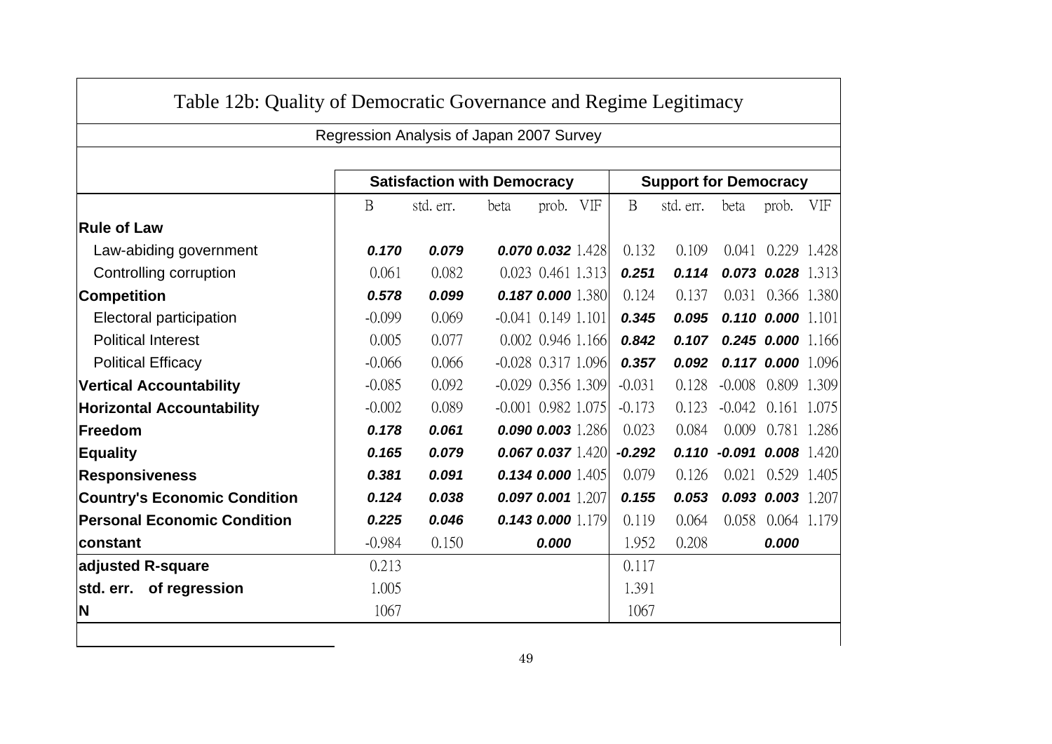## Table 12b: Quality of Democratic Governance and Regime Legitimacy

Regression Analysis of Japan 2007 Survey

| | Satisfaction with Democracy | | | | | Support for Democracy | | | | |
|---|---|---|---|---|---|---|---|---|---|---|
| | B | std. err. | beta | prob. | VIF | B | std. err. | beta | prob. | VIF |
| **Rule of Law** | | | | | | | | | | |
| Law-abiding government | ***0.170*** | ***0.079*** | ***0.070*** | ***0.032*** | 1.428 | 0.132 | 0.109 | 0.041 | 0.229 | 1.428 |
| Controlling corruption | 0.061 | 0.082 | 0.023 | 0.461 | 1.313 | ***0.251*** | ***0.114*** | ***0.073*** | ***0.028*** | 1.313 |
| **Competition** | ***0.578*** | ***0.099*** | ***0.187*** | ***0.000*** | 1.380 | 0.124 | 0.137 | 0.031 | 0.366 | 1.380 |
| Electoral participation | -0.099 | 0.069 | -0.041 | 0.149 | 1.101 | ***0.345*** | ***0.095*** | ***0.110*** | ***0.000*** | 1.101 |
| Political Interest | 0.005 | 0.077 | 0.002 | 0.946 | 1.166 | ***0.842*** | ***0.107*** | ***0.245*** | ***0.000*** | 1.166 |
| Political Efficacy | -0.066 | 0.066 | -0.028 | 0.317 | 1.096 | ***0.357*** | ***0.092*** | ***0.117*** | ***0.000*** | 1.096 |
| **Vertical Accountability** | -0.085 | 0.092 | -0.029 | 0.356 | 1.309 | -0.031 | 0.128 | -0.008 | 0.809 | 1.309 |
| **Horizontal Accountability** | -0.002 | 0.089 | -0.001 | 0.982 | 1.075 | -0.173 | 0.123 | -0.042 | 0.161 | 1.075 |
| **Freedom** | ***0.178*** | ***0.061*** | ***0.090*** | ***0.003*** | 1.286 | 0.023 | 0.084 | 0.009 | 0.781 | 1.286 |
| **Equality** | ***0.165*** | ***0.079*** | ***0.067*** | ***0.037*** | 1.420 | ***-0.292*** | ***0.110*** | ***-0.091*** | ***0.008*** | 1.420 |
| **Responsiveness** | ***0.381*** | ***0.091*** | ***0.134*** | ***0.000*** | 1.405 | 0.079 | 0.126 | 0.021 | 0.529 | 1.405 |
| **Country's Economic Condition** | ***0.124*** | ***0.038*** | ***0.097*** | ***0.001*** | 1.207 | ***0.155*** | ***0.053*** | ***0.093*** | ***0.003*** | 1.207 |
| **Personal Economic Condition** | ***0.225*** | ***0.046*** | ***0.143*** | ***0.000*** | 1.179 | 0.119 | 0.064 | 0.058 | 0.064 | 1.179 |
| **constant** | -0.984 | 0.150 | | ***0.000*** | | 1.952 | 0.208 | | ***0.000*** | |
| **adjusted R-square** | 0.213 | | | | | 0.117 | | | | |
| **std. err. of regression** | 1.005 | | | | | 1.391 | | | | |
| **N** | 1067 | | | | | 1067 | | | | |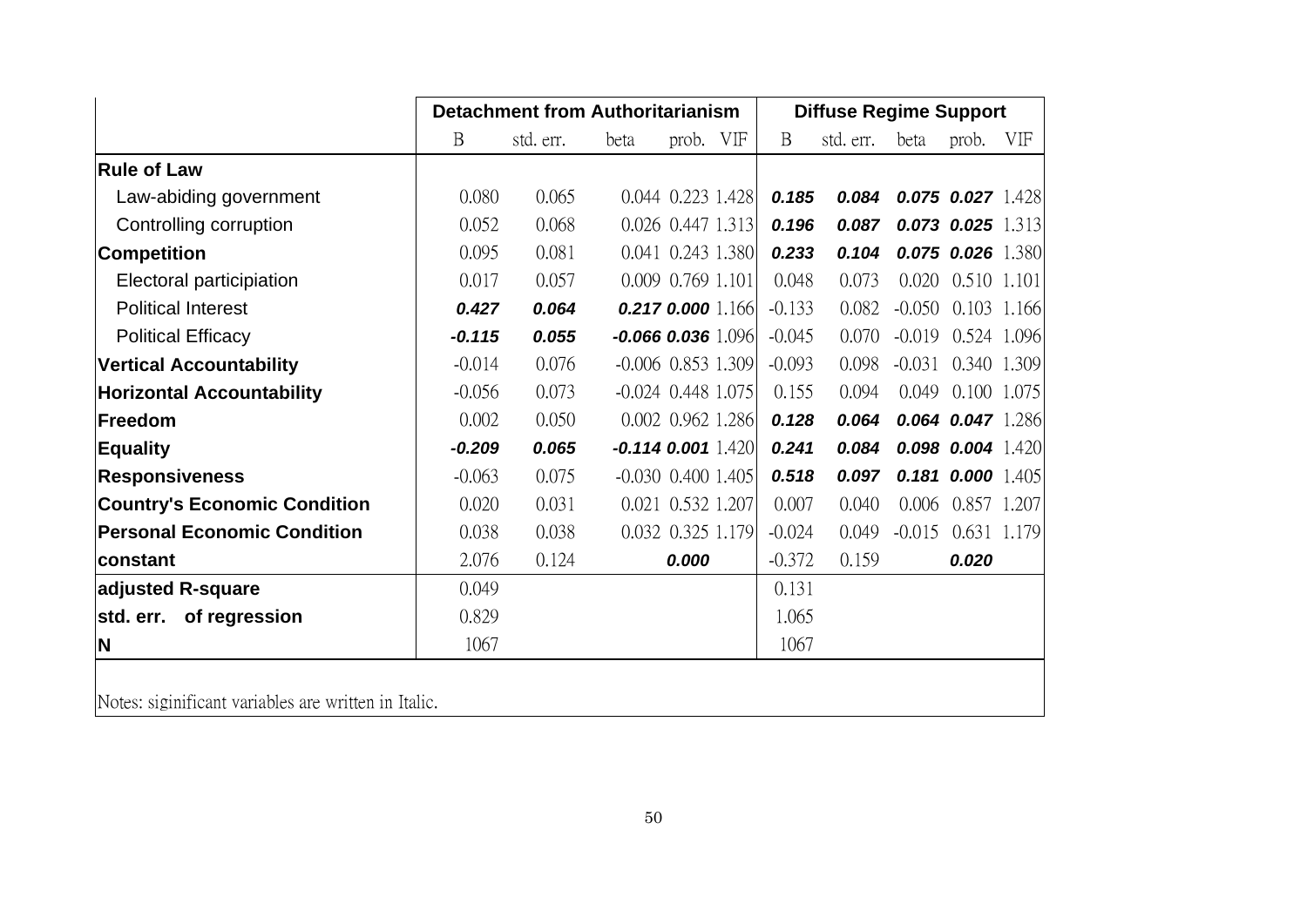| | Detachment from Authoritarianism | | | | | Diffuse Regime Support | | | | |
|---|---|---|---|---|---|---|---|---|---|---|
| | B | std. err. | beta | prob. | VIF | B | std. err. | beta | prob. | VIF |
| **Rule of Law** | | | | | | | | | | |
| Law-abiding government | 0.080 | 0.065 | 0.044 | 0.223 | 1.428 | ***0.185*** | ***0.084*** | ***0.075*** | ***0.027*** | 1.428 |
| Controlling corruption | 0.052 | 0.068 | 0.026 | 0.447 | 1.313 | ***0.196*** | ***0.087*** | ***0.073*** | ***0.025*** | 1.313 |
| **Competition** | 0.095 | 0.081 | 0.041 | 0.243 | 1.380 | ***0.233*** | ***0.104*** | ***0.075*** | ***0.026*** | 1.380 |
| Electoral participiation | 0.017 | 0.057 | 0.009 | 0.769 | 1.101 | 0.048 | 0.073 | 0.020 | 0.510 | 1.101 |
| Political Interest | ***0.427*** | ***0.064*** | ***0.217*** | ***0.000*** | 1.166 | -0.133 | 0.082 | -0.050 | 0.103 | 1.166 |
| Political Efficacy | ***-0.115*** | ***0.055*** | ***-0.066*** | ***0.036*** | 1.096 | -0.045 | 0.070 | -0.019 | 0.524 | 1.096 |
| **Vertical Accountability** | -0.014 | 0.076 | -0.006 | 0.853 | 1.309 | -0.093 | 0.098 | -0.031 | 0.340 | 1.309 |
| **Horizontal Accountability** | -0.056 | 0.073 | -0.024 | 0.448 | 1.075 | 0.155 | 0.094 | 0.049 | 0.100 | 1.075 |
| **Freedom** | 0.002 | 0.050 | 0.002 | 0.962 | 1.286 | ***0.128*** | ***0.064*** | ***0.064*** | ***0.047*** | 1.286 |
| **Equality** | ***-0.209*** | ***0.065*** | ***-0.114*** | ***0.001*** | 1.420 | ***0.241*** | ***0.084*** | ***0.098*** | ***0.004*** | 1.420 |
| **Responsiveness** | -0.063 | 0.075 | -0.030 | 0.400 | 1.405 | ***0.518*** | ***0.097*** | ***0.181*** | ***0.000*** | 1.405 |
| **Country's Economic Condition** | 0.020 | 0.031 | 0.021 | 0.532 | 1.207 | 0.007 | 0.040 | 0.006 | 0.857 | 1.207 |
| **Personal Economic Condition** | 0.038 | 0.038 | 0.032 | 0.325 | 1.179 | -0.024 | 0.049 | -0.015 | 0.631 | 1.179 |
| **constant** | 2.076 | 0.124 | | ***0.000*** | | -0.372 | 0.159 | | ***0.020*** | |
| **adjusted R-square** | 0.049 | | | | | 0.131 | | | | |
| **std. err. of regression** | 0.829 | | | | | 1.065 | | | | |
| **N** | 1067 | | | | | 1067 | | | | |

Notes: siginificant variables are written in Italic.